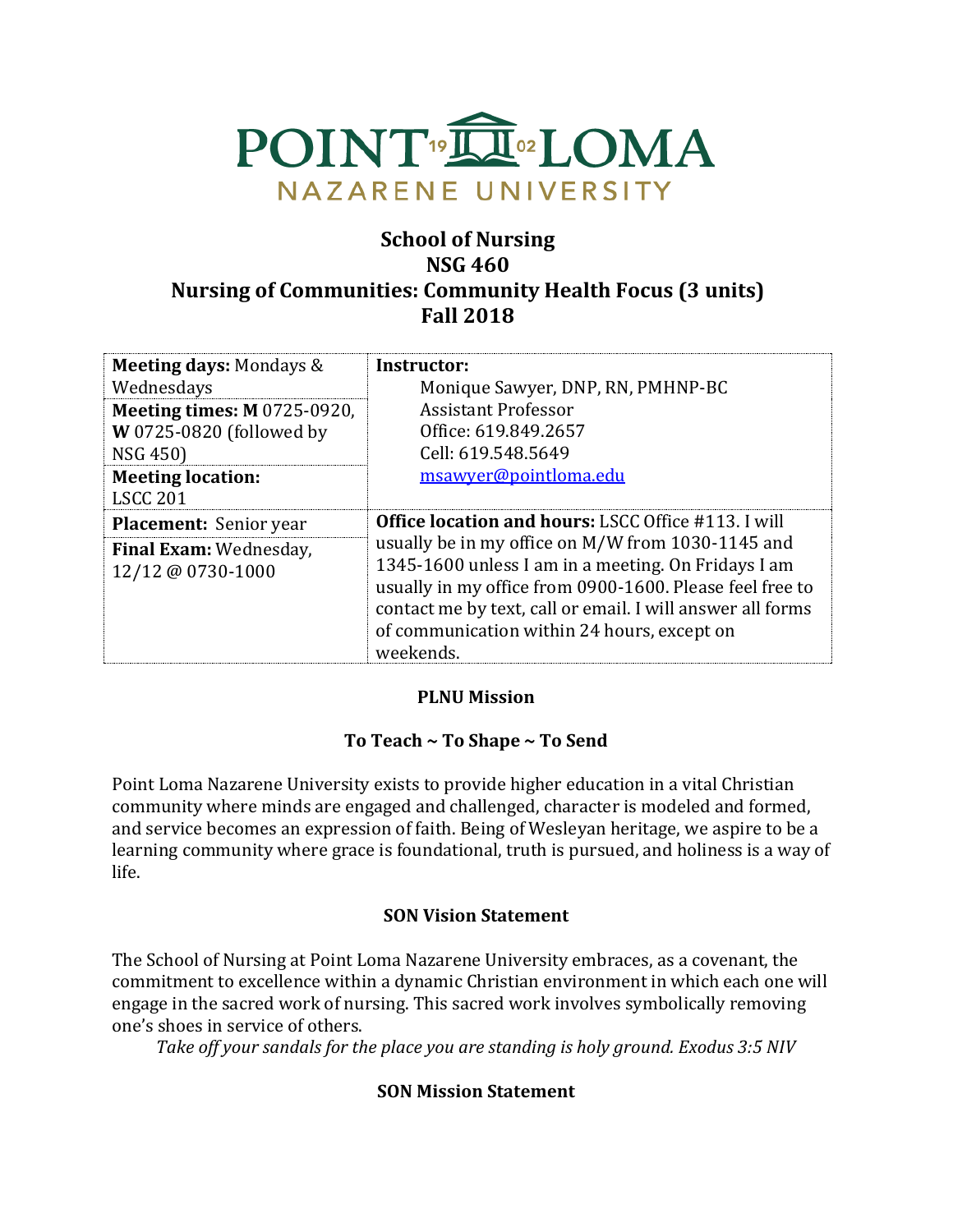# POINT LOMA NAZARENE UNIVERSITY

## School of Nursing
## NSG 460
## Nursing of Communities: Community Health Focus (3 units)
## Fall 2018

| | |
|---|---|
| **Meeting days:** Mondays & Wednesdays | **Instructor:** Monique Sawyer, DNP, RN, PMHNP-BC<br>Assistant Professor<br>Office: 619.849.2657<br>Cell: 619.548.5649<br>msawyer@pointloma.edu |
| **Meeting times: M** 0725-0920, **W** 0725-0820 (followed by NSG 450) | |
| **Meeting location:** LSCC 201 | |
| **Placement:** Senior year | **Office location and hours:** LSCC Office #113. I will usually be in my office on M/W from 1030-1145 and 1345-1600 unless I am in a meeting. On Fridays I am usually in my office from 0900-1600. Please feel free to contact me by text, call or email. I will answer all forms of communication within 24 hours, except on weekends. |
| **Final Exam:** Wednesday, 12/12 @ 0730-1000 | |

### PLNU Mission

**To Teach ~ To Shape ~ To Send**

Point Loma Nazarene University exists to provide higher education in a vital Christian community where minds are engaged and challenged, character is modeled and formed, and service becomes an expression of faith. Being of Wesleyan heritage, we aspire to be a learning community where grace is foundational, truth is pursued, and holiness is a way of life.

### SON Vision Statement

The School of Nursing at Point Loma Nazarene University embraces, as a covenant, the commitment to excellence within a dynamic Christian environment in which each one will engage in the sacred work of nursing. This sacred work involves symbolically removing one's shoes in service of others.

*Take off your sandals for the place you are standing is holy ground. Exodus 3:5 NIV*

### SON Mission Statement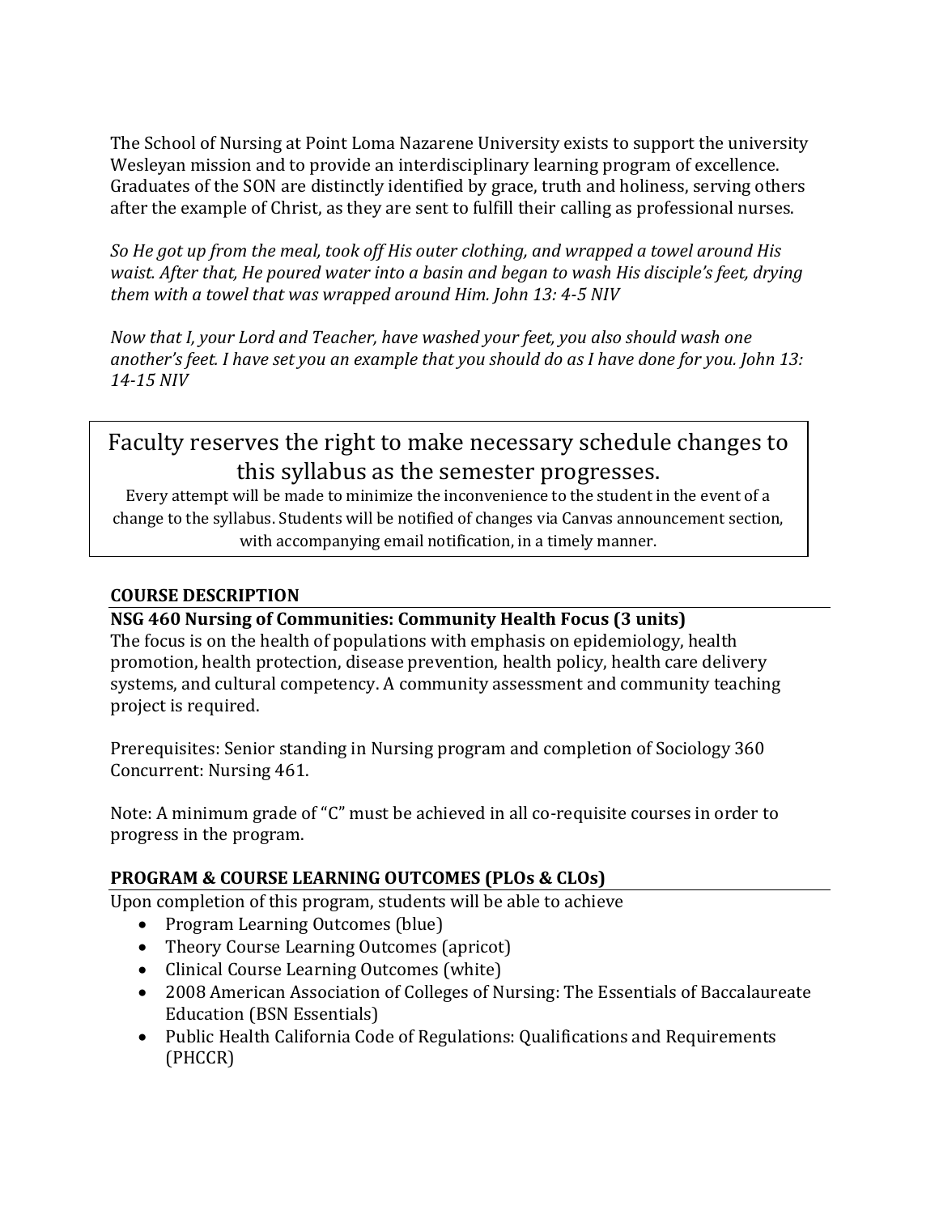The School of Nursing at Point Loma Nazarene University exists to support the university Wesleyan mission and to provide an interdisciplinary learning program of excellence. Graduates of the SON are distinctly identified by grace, truth and holiness, serving others after the example of Christ, as they are sent to fulfill their calling as professional nurses.

*So He got up from the meal, took off His outer clothing, and wrapped a towel around His waist. After that, He poured water into a basin and began to wash His disciple's feet, drying them with a towel that was wrapped around Him. John 13: 4-5 NIV*

*Now that I, your Lord and Teacher, have washed your feet, you also should wash one another's feet. I have set you an example that you should do as I have done for you. John 13: 14-15 NIV*

> Faculty reserves the right to make necessary schedule changes to this syllabus as the semester progresses.
>
> Every attempt will be made to minimize the inconvenience to the student in the event of a change to the syllabus. Students will be notified of changes via Canvas announcement section, with accompanying email notification, in a timely manner.

## COURSE DESCRIPTION

**NSG 460 Nursing of Communities: Community Health Focus (3 units)**

The focus is on the health of populations with emphasis on epidemiology, health promotion, health protection, disease prevention, health policy, health care delivery systems, and cultural competency. A community assessment and community teaching project is required.

Prerequisites: Senior standing in Nursing program and completion of Sociology 360
Concurrent: Nursing 461.

Note: A minimum grade of "C" must be achieved in all co-requisite courses in order to progress in the program.

## PROGRAM & COURSE LEARNING OUTCOMES (PLOs & CLOs)

Upon completion of this program, students will be able to achieve

- Program Learning Outcomes (blue)
- Theory Course Learning Outcomes (apricot)
- Clinical Course Learning Outcomes (white)
- 2008 American Association of Colleges of Nursing: The Essentials of Baccalaureate Education (BSN Essentials)
- Public Health California Code of Regulations: Qualifications and Requirements (PHCCR)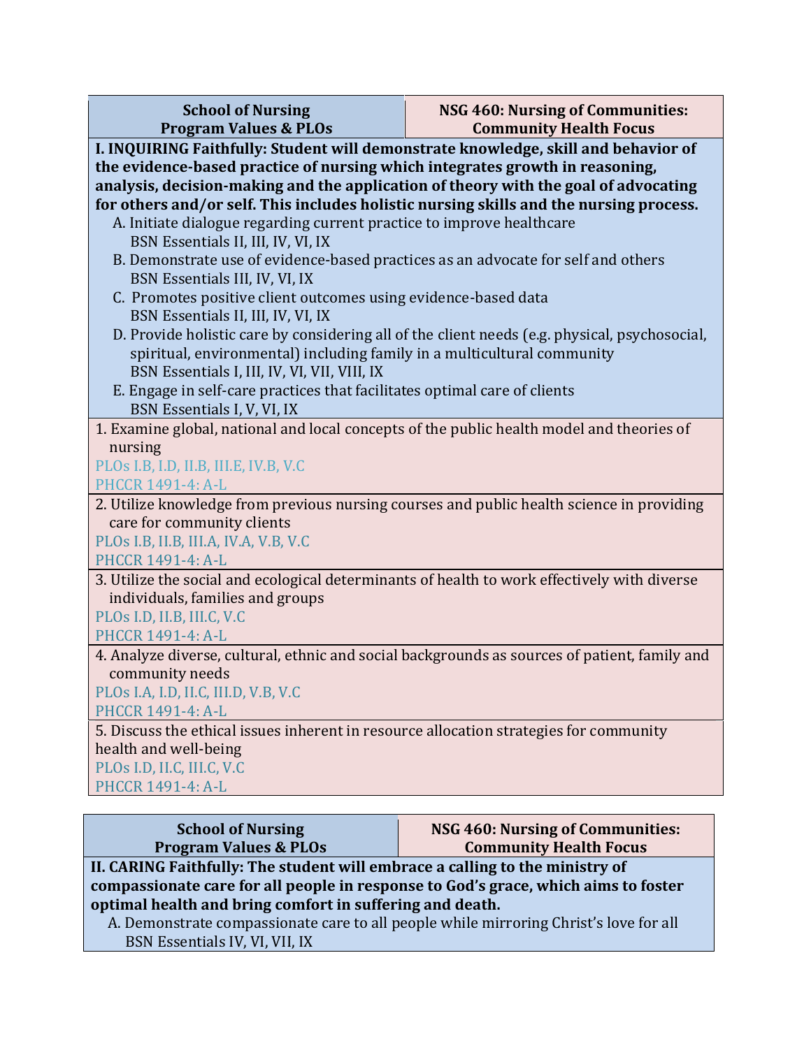| School of Nursing<br>Program Values & PLOs | NSG 460: Nursing of Communities:<br>Community Health Focus |
|---|---|
| **I. INQUIRING Faithfully: Student will demonstrate knowledge, skill and behavior of the evidence-based practice of nursing which integrates growth in reasoning, analysis, decision-making and the application of theory with the goal of advocating for others and/or self. This includes holistic nursing skills and the nursing process.**<br>A. Initiate dialogue regarding current practice to improve healthcare<br>BSN Essentials II, III, IV, VI, IX<br>B. Demonstrate use of evidence-based practices as an advocate for self and others<br>BSN Essentials III, IV, VI, IX<br>C. Promotes positive client outcomes using evidence-based data<br>BSN Essentials II, III, IV, VI, IX<br>D. Provide holistic care by considering all of the client needs (e.g. physical, psychosocial, spiritual, environmental) including family in a multicultural community<br>BSN Essentials I, III, IV, VI, VII, VIII, IX<br>E. Engage in self-care practices that facilitates optimal care of clients<br>BSN Essentials I, V, VI, IX | |
| 1. Examine global, national and local concepts of the public health model and theories of nursing<br>PLOs I.B, I.D, II.B, III.E, IV.B, V.C<br>PHCCR 1491-4: A-L | |
| 2. Utilize knowledge from previous nursing courses and public health science in providing care for community clients<br>PLOs I.B, II.B, III.A, IV.A, V.B, V.C<br>PHCCR 1491-4: A-L | |
| 3. Utilize the social and ecological determinants of health to work effectively with diverse individuals, families and groups<br>PLOs I.D, II.B, III.C, V.C<br>PHCCR 1491-4: A-L | |
| 4. Analyze diverse, cultural, ethnic and social backgrounds as sources of patient, family and community needs<br>PLOs I.A, I.D, II.C, III.D, V.B, V.C<br>PHCCR 1491-4: A-L | |
| 5. Discuss the ethical issues inherent in resource allocation strategies for community health and well-being<br>PLOs I.D, II.C, III.C, V.C<br>PHCCR 1491-4: A-L | |

| School of Nursing<br>Program Values & PLOs | NSG 460: Nursing of Communities:<br>Community Health Focus |
|---|---|
| **II. CARING Faithfully: The student will embrace a calling to the ministry of compassionate care for all people in response to God's grace, which aims to foster optimal health and bring comfort in suffering and death.**<br>A. Demonstrate compassionate care to all people while mirroring Christ's love for all<br>BSN Essentials IV, VI, VII, IX | |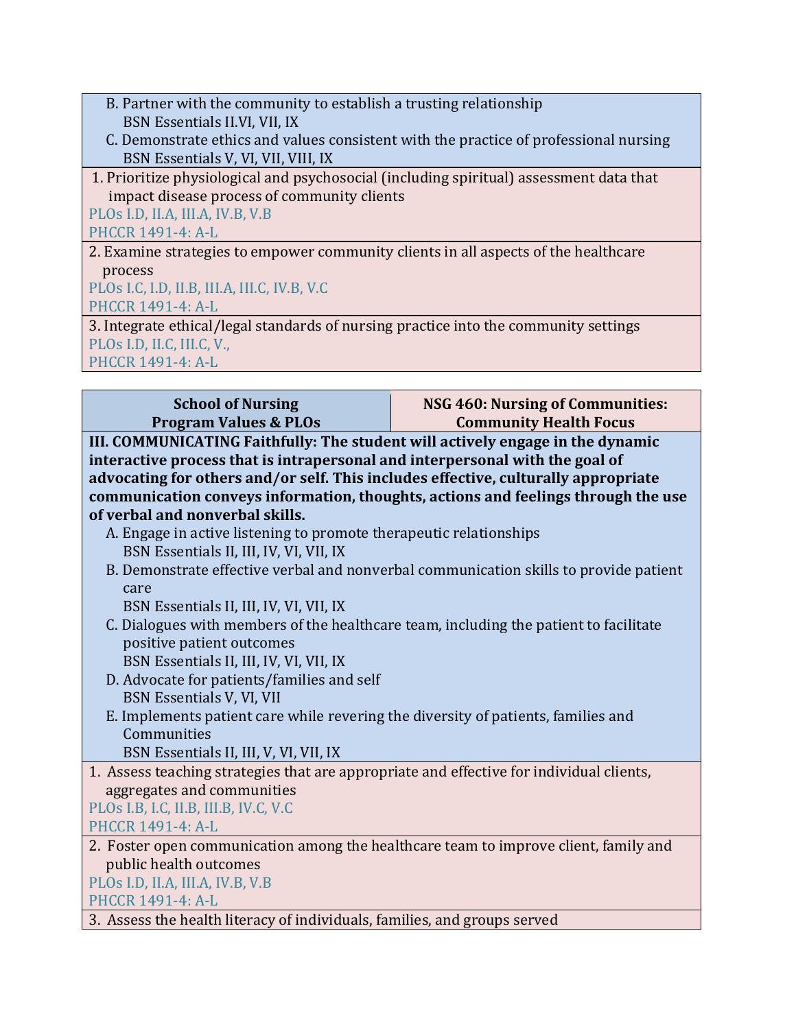B. Partner with the community to establish a trusting relationship
BSN Essentials II.VI, VII, IX

C. Demonstrate ethics and values consistent with the practice of professional nursing
BSN Essentials V, VI, VII, VIII, IX

1. Prioritize physiological and psychosocial (including spiritual) assessment data that impact disease process of community clients
PLOs I.D, II.A, III.A, IV.B, V.B
PHCCR 1491-4: A-L

2. Examine strategies to empower community clients in all aspects of the healthcare process
PLOs I.C, I.D, II.B, III.A, III.C, IV.B, V.C
PHCCR 1491-4: A-L

3. Integrate ethical/legal standards of nursing practice into the community settings
PLOs I.D, II.C, III.C, V.,
PHCCR 1491-4: A-L

| School of Nursing Program Values & PLOs | NSG 460: Nursing of Communities: Community Health Focus |
|---|---|

**III. COMMUNICATING Faithfully: The student will actively engage in the dynamic interactive process that is intrapersonal and interpersonal with the goal of advocating for others and/or self. This includes effective, culturally appropriate communication conveys information, thoughts, actions and feelings through the use of verbal and nonverbal skills.**

A. Engage in active listening to promote therapeutic relationships
BSN Essentials II, III, IV, VI, VII, IX

B. Demonstrate effective verbal and nonverbal communication skills to provide patient care
BSN Essentials II, III, IV, VI, VII, IX

C. Dialogues with members of the healthcare team, including the patient to facilitate positive patient outcomes
BSN Essentials II, III, IV, VI, VII, IX

D. Advocate for patients/families and self
BSN Essentials V, VI, VII

E. Implements patient care while revering the diversity of patients, families and Communities
BSN Essentials II, III, V, VI, VII, IX

1. Assess teaching strategies that are appropriate and effective for individual clients, aggregates and communities
PLOs I.B, I.C, II.B, III.B, IV.C, V.C
PHCCR 1491-4: A-L

2. Foster open communication among the healthcare team to improve client, family and public health outcomes
PLOs I.D, II.A, III.A, IV.B, V.B
PHCCR 1491-4: A-L

3. Assess the health literacy of individuals, families, and groups served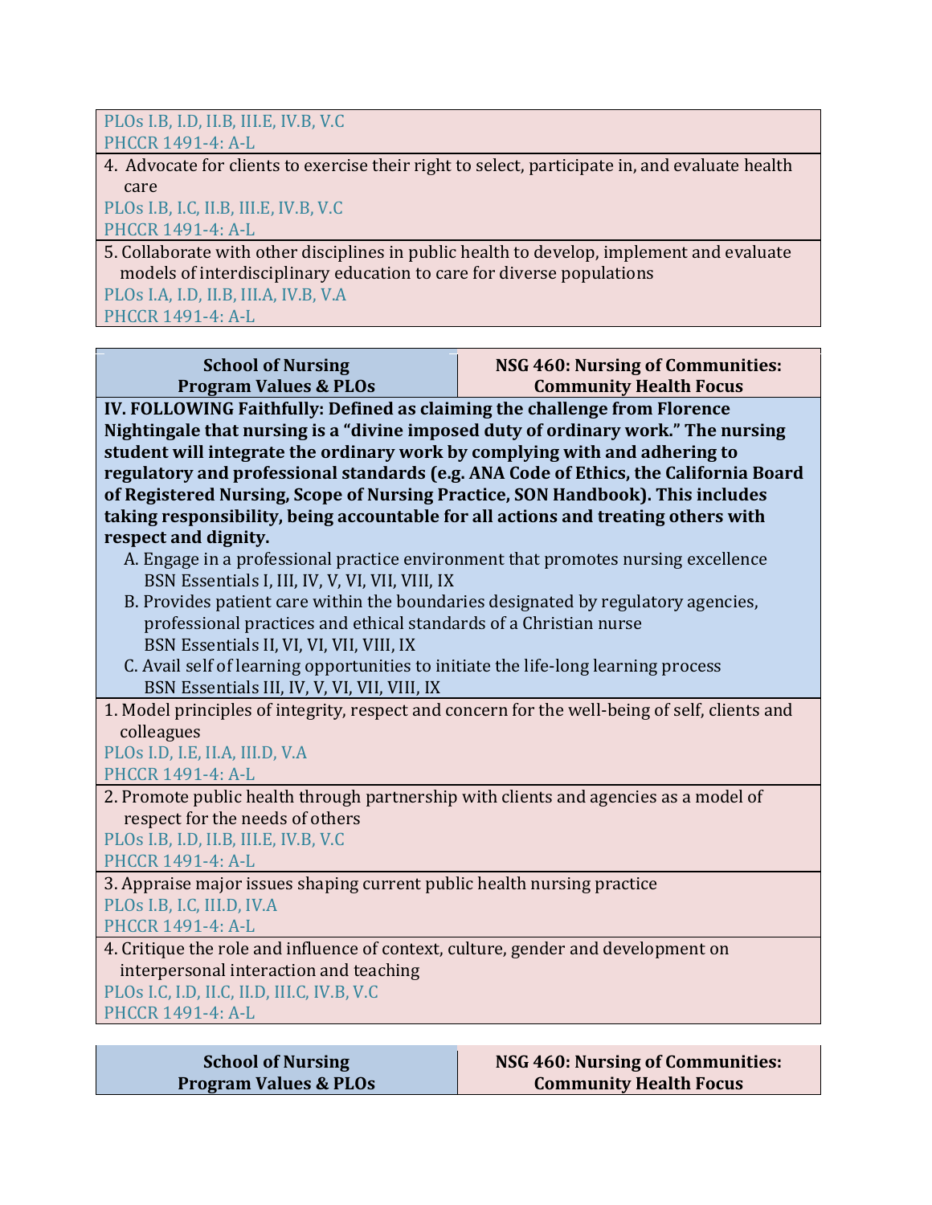PLOs I.B, I.D, II.B, III.E, IV.B, V.C
PHCCR 1491-4: A-L

4. Advocate for clients to exercise their right to select, participate in, and evaluate health care
PLOs I.B, I.C, II.B, III.E, IV.B, V.C
PHCCR 1491-4: A-L

5. Collaborate with other disciplines in public health to develop, implement and evaluate models of interdisciplinary education to care for diverse populations
PLOs I.A, I.D, II.B, III.A, IV.B, V.A
PHCCR 1491-4: A-L

| School of Nursing Program Values & PLOs | NSG 460: Nursing of Communities: Community Health Focus |
|---|---|

**IV. FOLLOWING Faithfully: Defined as claiming the challenge from Florence Nightingale that nursing is a "divine imposed duty of ordinary work." The nursing student will integrate the ordinary work by complying with and adhering to regulatory and professional standards (e.g. ANA Code of Ethics, the California Board of Registered Nursing, Scope of Nursing Practice, SON Handbook). This includes taking responsibility, being accountable for all actions and treating others with respect and dignity.**

A. Engage in a professional practice environment that promotes nursing excellence
BSN Essentials I, III, IV, V, VI, VII, VIII, IX
B. Provides patient care within the boundaries designated by regulatory agencies, professional practices and ethical standards of a Christian nurse
BSN Essentials II, VI, VI, VII, VIII, IX
C. Avail self of learning opportunities to initiate the life-long learning process
BSN Essentials III, IV, V, VI, VII, VIII, IX

1. Model principles of integrity, respect and concern for the well-being of self, clients and colleagues
PLOs I.D, I.E, II.A, III.D, V.A
PHCCR 1491-4: A-L

2. Promote public health through partnership with clients and agencies as a model of respect for the needs of others
PLOs I.B, I.D, II.B, III.E, IV.B, V.C
PHCCR 1491-4: A-L

3. Appraise major issues shaping current public health nursing practice
PLOs I.B, I.C, III.D, IV.A
PHCCR 1491-4: A-L

4. Critique the role and influence of context, culture, gender and development on interpersonal interaction and teaching
PLOs I.C, I.D, II.C, II.D, III.C, IV.B, V.C
PHCCR 1491-4: A-L

| School of Nursing Program Values & PLOs | NSG 460: Nursing of Communities: Community Health Focus |
|---|---|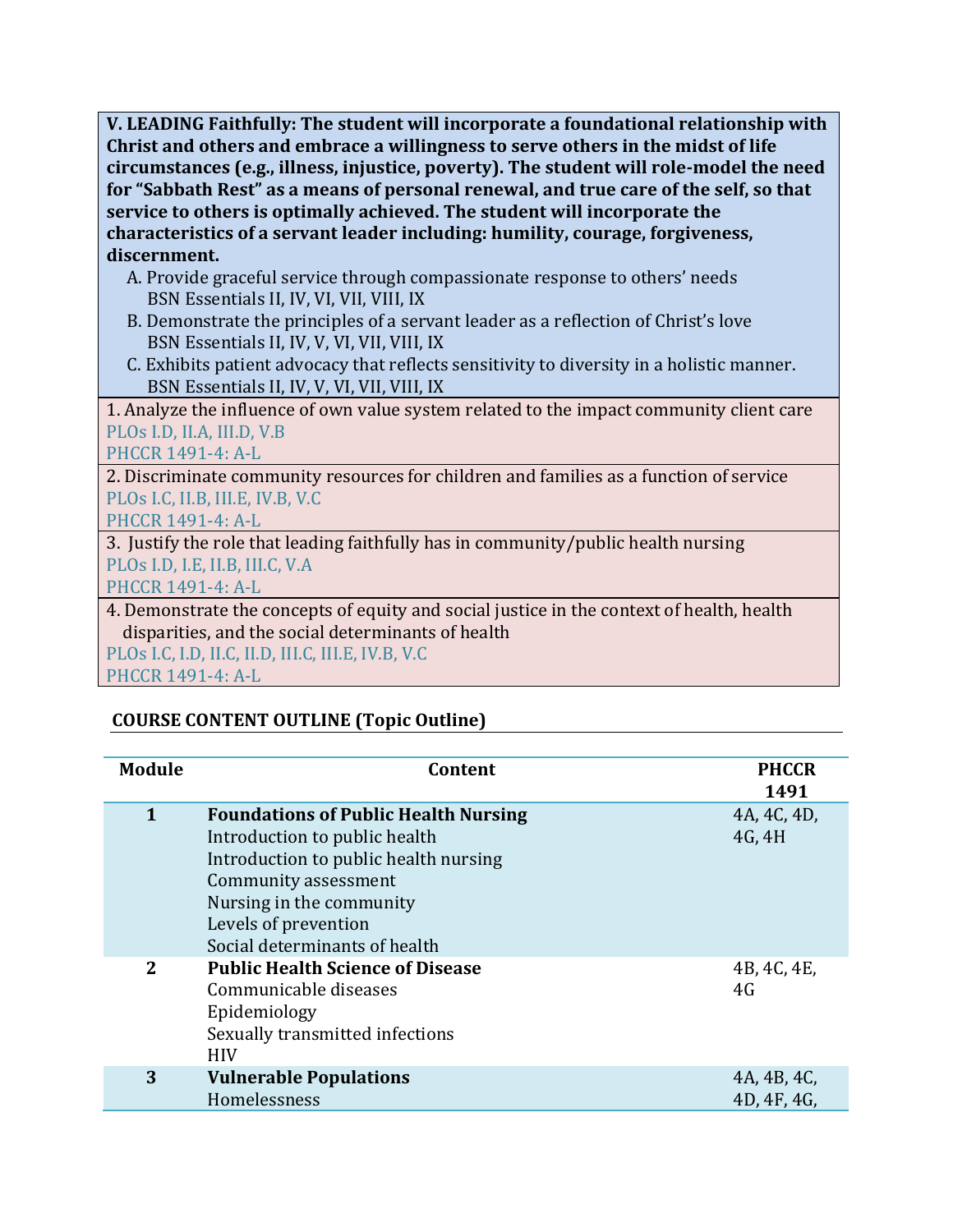| **V. LEADING Faithfully: The student will incorporate a foundational relationship with Christ and others and embrace a willingness to serve others in the midst of life circumstances (e.g., illness, injustice, poverty). The student will role-model the need for "Sabbath Rest" as a means of personal renewal, and true care of the self, so that service to others is optimally achieved. The student will incorporate the characteristics of a servant leader including: humility, courage, forgiveness, discernment.**<br>A. Provide graceful service through compassionate response to others' needs<br>BSN Essentials II, IV, VI, VII, VIII, IX<br>B. Demonstrate the principles of a servant leader as a reflection of Christ's love<br>BSN Essentials II, IV, V, VI, VII, VIII, IX<br>C. Exhibits patient advocacy that reflects sensitivity to diversity in a holistic manner.<br>BSN Essentials II, IV, V, VI, VII, VIII, IX |
|---|
| 1. Analyze the influence of own value system related to the impact community client care<br>PLOs I.D, II.A, III.D, V.B<br>PHCCR 1491-4: A-L |
| 2. Discriminate community resources for children and families as a function of service<br>PLOs I.C, II.B, III.E, IV.B, V.C<br>PHCCR 1491-4: A-L |
| 3. Justify the role that leading faithfully has in community/public health nursing<br>PLOs I.D, I.E, II.B, III.C, V.A<br>PHCCR 1491-4: A-L |
| 4. Demonstrate the concepts of equity and social justice in the context of health, health disparities, and the social determinants of health<br>PLOs I.C, I.D, II.C, II.D, III.C, III.E, IV.B, V.C<br>PHCCR 1491-4: A-L |

**COURSE CONTENT OUTLINE (Topic Outline)**

| Module | Content | PHCCR 1491 |
|---|---|---|
| 1 | **Foundations of Public Health Nursing**<br>Introduction to public health<br>Introduction to public health nursing<br>Community assessment<br>Nursing in the community<br>Levels of prevention<br>Social determinants of health | 4A, 4C, 4D, 4G, 4H |
| 2 | **Public Health Science of Disease**<br>Communicable diseases<br>Epidemiology<br>Sexually transmitted infections<br>HIV | 4B, 4C, 4E, 4G |
| 3 | **Vulnerable Populations**<br>Homelessness | 4A, 4B, 4C, 4D, 4F, 4G, |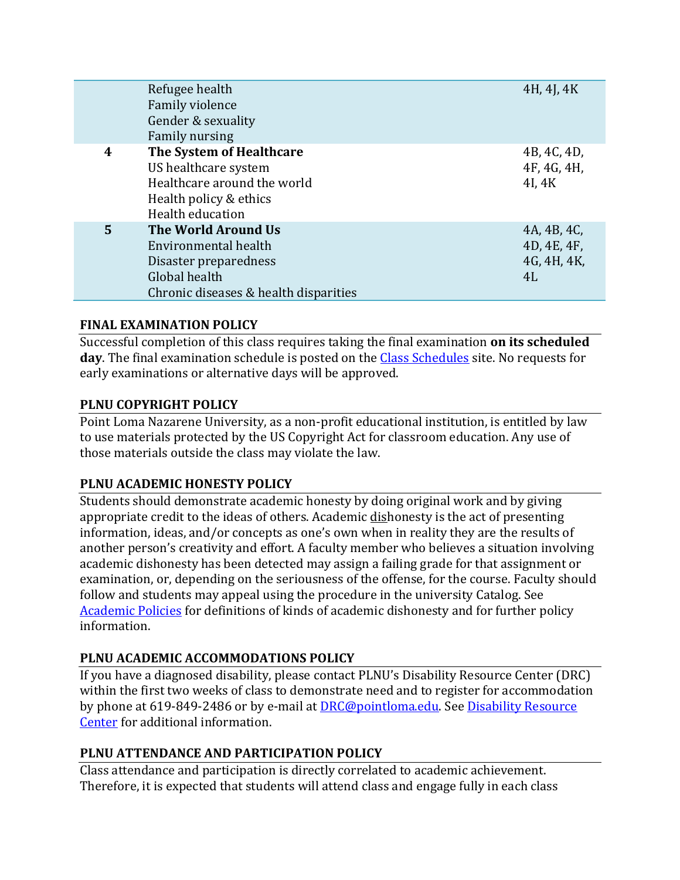| | | |
|---|---|---|
| | Refugee health<br>Family violence<br>Gender & sexuality<br>Family nursing | 4H, 4J, 4K |
| **4** | **The System of Healthcare**<br>US healthcare system<br>Healthcare around the world<br>Health policy & ethics<br>Health education | 4B, 4C, 4D, 4F, 4G, 4H, 4I, 4K |
| **5** | **The World Around Us**<br>Environmental health<br>Disaster preparedness<br>Global health<br>Chronic diseases & health disparities | 4A, 4B, 4C, 4D, 4E, 4F, 4G, 4H, 4K, 4L |

### FINAL EXAMINATION POLICY

Successful completion of this class requires taking the final examination **on its scheduled day**. The final examination schedule is posted on the Class Schedules site. No requests for early examinations or alternative days will be approved.

### PLNU COPYRIGHT POLICY

Point Loma Nazarene University, as a non-profit educational institution, is entitled by law to use materials protected by the US Copyright Act for classroom education. Any use of those materials outside the class may violate the law.

### PLNU ACADEMIC HONESTY POLICY

Students should demonstrate academic honesty by doing original work and by giving appropriate credit to the ideas of others. Academic dishonesty is the act of presenting information, ideas, and/or concepts as one's own when in reality they are the results of another person's creativity and effort. A faculty member who believes a situation involving academic dishonesty has been detected may assign a failing grade for that assignment or examination, or, depending on the seriousness of the offense, for the course. Faculty should follow and students may appeal using the procedure in the university Catalog. See Academic Policies for definitions of kinds of academic dishonesty and for further policy information.

### PLNU ACADEMIC ACCOMMODATIONS POLICY

If you have a diagnosed disability, please contact PLNU's Disability Resource Center (DRC) within the first two weeks of class to demonstrate need and to register for accommodation by phone at 619-849-2486 or by e-mail at DRC@pointloma.edu. See Disability Resource Center for additional information.

### PLNU ATTENDANCE AND PARTICIPATION POLICY

Class attendance and participation is directly correlated to academic achievement. Therefore, it is expected that students will attend class and engage fully in each class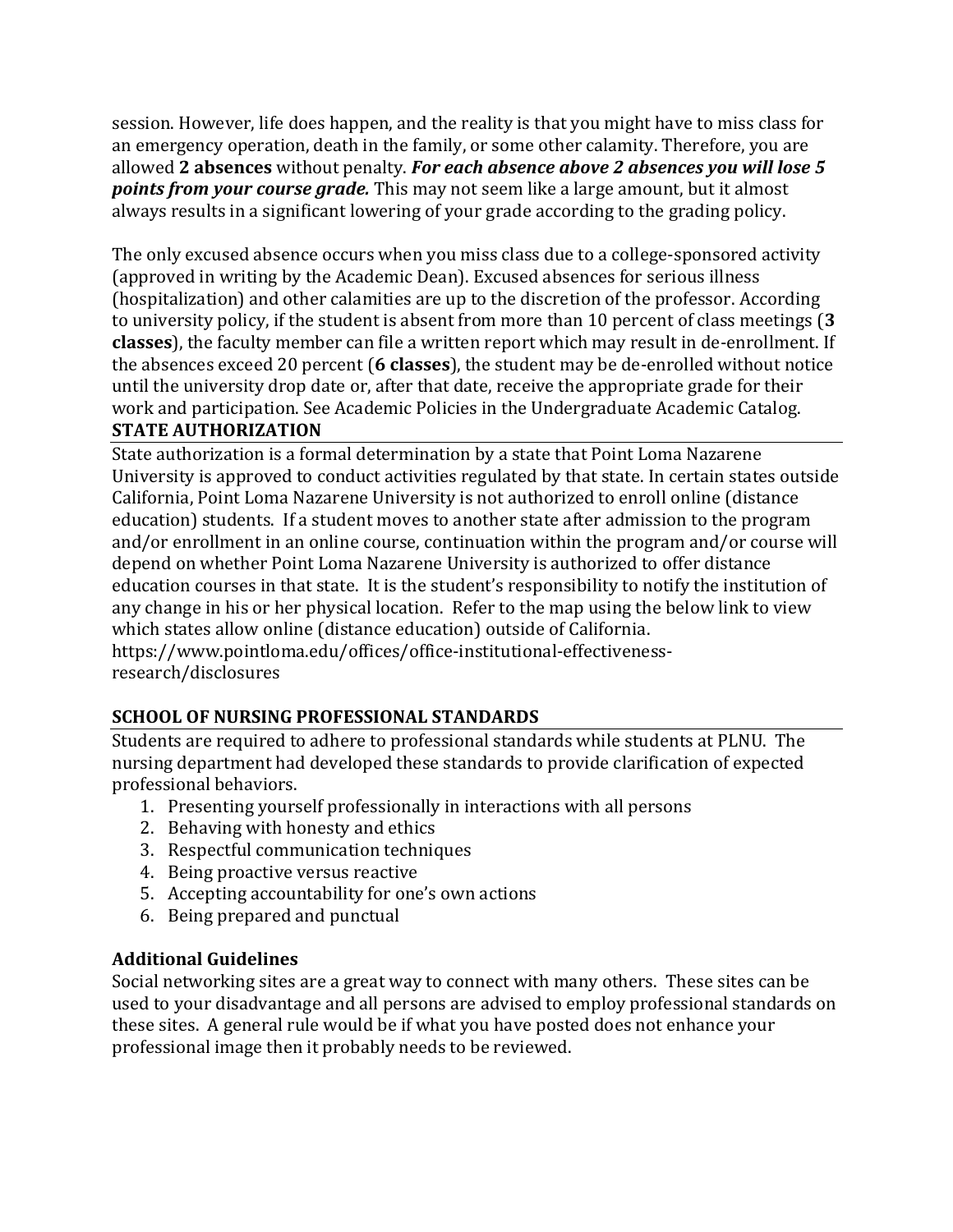session. However, life does happen, and the reality is that you might have to miss class for an emergency operation, death in the family, or some other calamity. Therefore, you are allowed **2 absences** without penalty. ***For each absence above 2 absences you will lose 5 points from your course grade.*** This may not seem like a large amount, but it almost always results in a significant lowering of your grade according to the grading policy.

The only excused absence occurs when you miss class due to a college-sponsored activity (approved in writing by the Academic Dean). Excused absences for serious illness (hospitalization) and other calamities are up to the discretion of the professor. According to university policy, if the student is absent from more than 10 percent of class meetings (**3 classes**), the faculty member can file a written report which may result in de-enrollment. If the absences exceed 20 percent (**6 classes**), the student may be de-enrolled without notice until the university drop date or, after that date, receive the appropriate grade for their work and participation. See Academic Policies in the Undergraduate Academic Catalog.

## STATE AUTHORIZATION

State authorization is a formal determination by a state that Point Loma Nazarene University is approved to conduct activities regulated by that state. In certain states outside California, Point Loma Nazarene University is not authorized to enroll online (distance education) students. If a student moves to another state after admission to the program and/or enrollment in an online course, continuation within the program and/or course will depend on whether Point Loma Nazarene University is authorized to offer distance education courses in that state. It is the student's responsibility to notify the institution of any change in his or her physical location. Refer to the map using the below link to view which states allow online (distance education) outside of California.
https://www.pointloma.edu/offices/office-institutional-effectiveness-research/disclosures

## SCHOOL OF NURSING PROFESSIONAL STANDARDS

Students are required to adhere to professional standards while students at PLNU. The nursing department had developed these standards to provide clarification of expected professional behaviors.

1. Presenting yourself professionally in interactions with all persons
2. Behaving with honesty and ethics
3. Respectful communication techniques
4. Being proactive versus reactive
5. Accepting accountability for one's own actions
6. Being prepared and punctual

### Additional Guidelines

Social networking sites are a great way to connect with many others. These sites can be used to your disadvantage and all persons are advised to employ professional standards on these sites. A general rule would be if what you have posted does not enhance your professional image then it probably needs to be reviewed.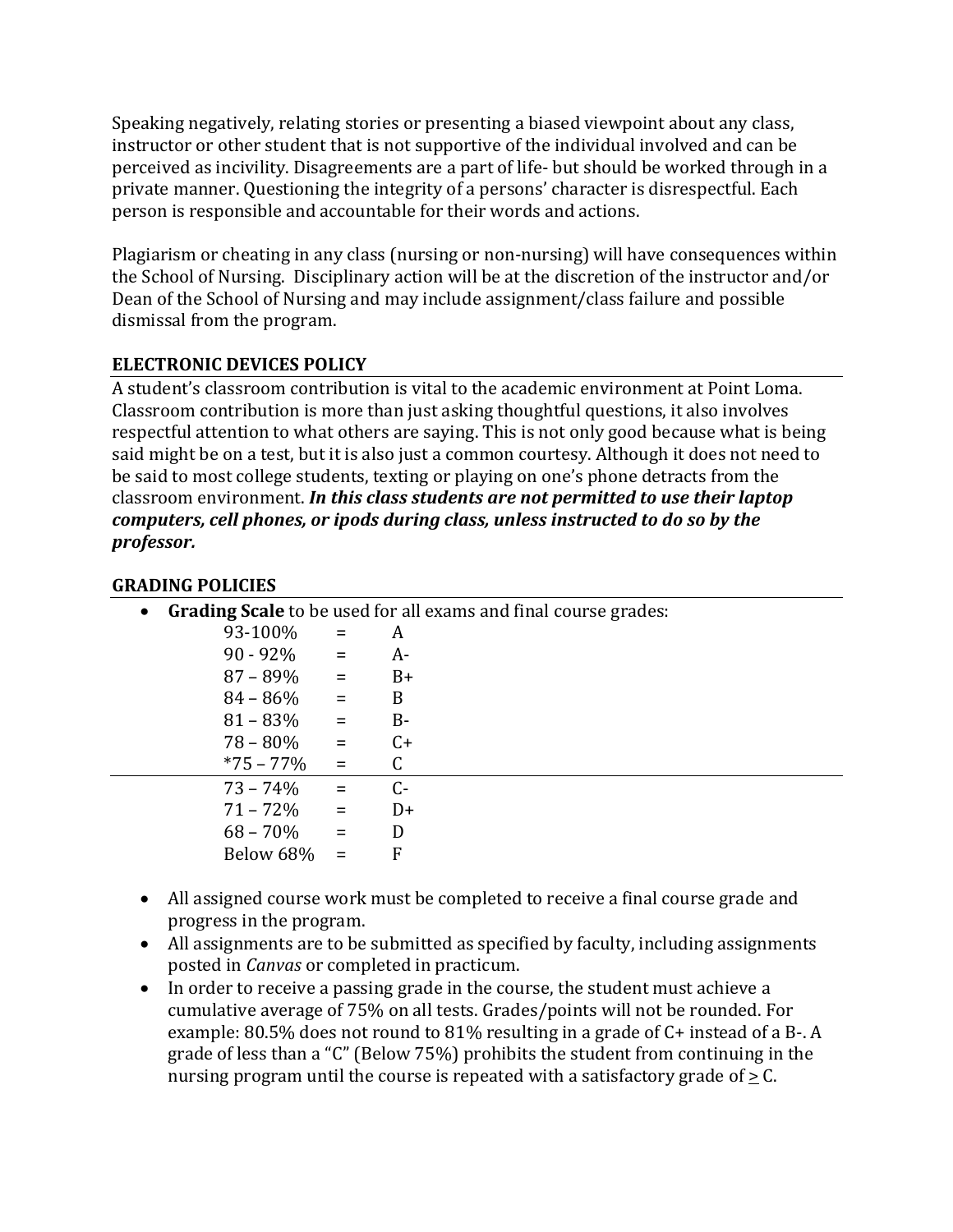Speaking negatively, relating stories or presenting a biased viewpoint about any class, instructor or other student that is not supportive of the individual involved and can be perceived as incivility. Disagreements are a part of life- but should be worked through in a private manner. Questioning the integrity of a persons' character is disrespectful. Each person is responsible and accountable for their words and actions.

Plagiarism or cheating in any class (nursing or non-nursing) will have consequences within the School of Nursing. Disciplinary action will be at the discretion of the instructor and/or Dean of the School of Nursing and may include assignment/class failure and possible dismissal from the program.

## ELECTRONIC DEVICES POLICY

A student's classroom contribution is vital to the academic environment at Point Loma. Classroom contribution is more than just asking thoughtful questions, it also involves respectful attention to what others are saying. This is not only good because what is being said might be on a test, but it is also just a common courtesy. Although it does not need to be said to most college students, texting or playing on one's phone detracts from the classroom environment. ***In this class students are not permitted to use their laptop computers, cell phones, or ipods during class, unless instructed to do so by the professor.***

## GRADING POLICIES

- **Grading Scale** to be used for all exams and final course grades:

| Percentage | | Grade |
|---|---|---|
| 93-100% | = | A |
| 90 - 92% | = | A- |
| 87 – 89% | = | B+ |
| 84 – 86% | = | B |
| 81 – 83% | = | B- |
| 78 – 80% | = | C+ |
| *75 – 77% | = | C |
| 73 – 74% | = | C- |
| 71 – 72% | = | D+ |
| 68 – 70% | = | D |
| Below 68% | = | F |

- All assigned course work must be completed to receive a final course grade and progress in the program.
- All assignments are to be submitted as specified by faculty, including assignments posted in *Canvas* or completed in practicum.
- In order to receive a passing grade in the course, the student must achieve a cumulative average of 75% on all tests. Grades/points will not be rounded. For example: 80.5% does not round to 81% resulting in a grade of C+ instead of a B-. A grade of less than a "C" (Below 75%) prohibits the student from continuing in the nursing program until the course is repeated with a satisfactory grade of $\geq$ C.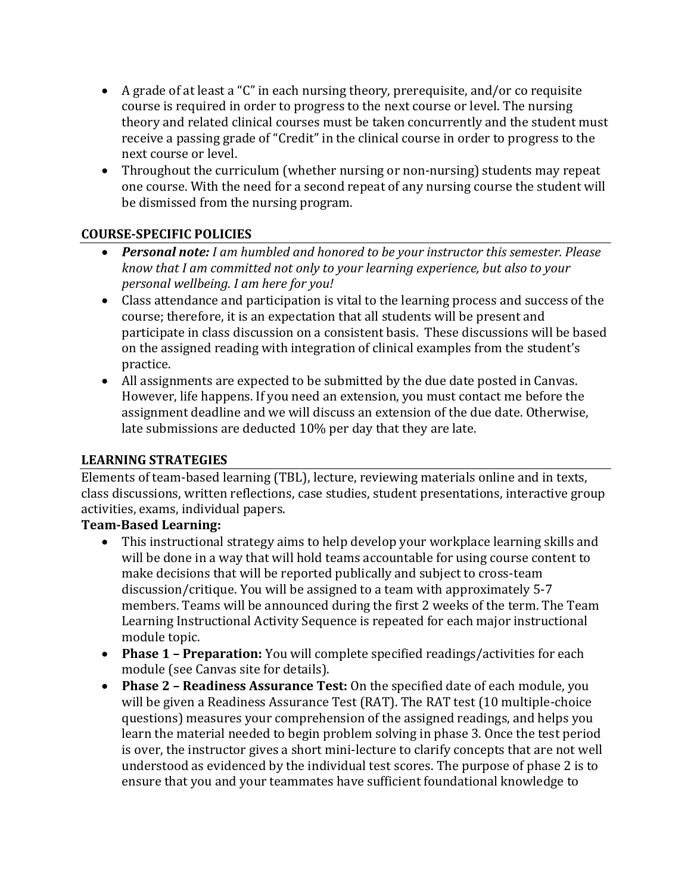- A grade of at least a "C" in each nursing theory, prerequisite, and/or co requisite course is required in order to progress to the next course or level. The nursing theory and related clinical courses must be taken concurrently and the student must receive a passing grade of "Credit" in the clinical course in order to progress to the next course or level.
- Throughout the curriculum (whether nursing or non-nursing) students may repeat one course. With the need for a second repeat of any nursing course the student will be dismissed from the nursing program.

## COURSE-SPECIFIC POLICIES

- ***Personal note:*** *I am humbled and honored to be your instructor this semester. Please know that I am committed not only to your learning experience, but also to your personal wellbeing. I am here for you!*
- Class attendance and participation is vital to the learning process and success of the course; therefore, it is an expectation that all students will be present and participate in class discussion on a consistent basis. These discussions will be based on the assigned reading with integration of clinical examples from the student's practice.
- All assignments are expected to be submitted by the due date posted in Canvas. However, life happens. If you need an extension, you must contact me before the assignment deadline and we will discuss an extension of the due date. Otherwise, late submissions are deducted 10% per day that they are late.

## LEARNING STRATEGIES

Elements of team-based learning (TBL), lecture, reviewing materials online and in texts, class discussions, written reflections, case studies, student presentations, interactive group activities, exams, individual papers.

**Team-Based Learning:**

- This instructional strategy aims to help develop your workplace learning skills and will be done in a way that will hold teams accountable for using course content to make decisions that will be reported publically and subject to cross-team discussion/critique. You will be assigned to a team with approximately 5-7 members. Teams will be announced during the first 2 weeks of the term. The Team Learning Instructional Activity Sequence is repeated for each major instructional module topic.
- **Phase 1 – Preparation:** You will complete specified readings/activities for each module (see Canvas site for details).
- **Phase 2 – Readiness Assurance Test:** On the specified date of each module, you will be given a Readiness Assurance Test (RAT). The RAT test (10 multiple-choice questions) measures your comprehension of the assigned readings, and helps you learn the material needed to begin problem solving in phase 3. Once the test period is over, the instructor gives a short mini-lecture to clarify concepts that are not well understood as evidenced by the individual test scores. The purpose of phase 2 is to ensure that you and your teammates have sufficient foundational knowledge to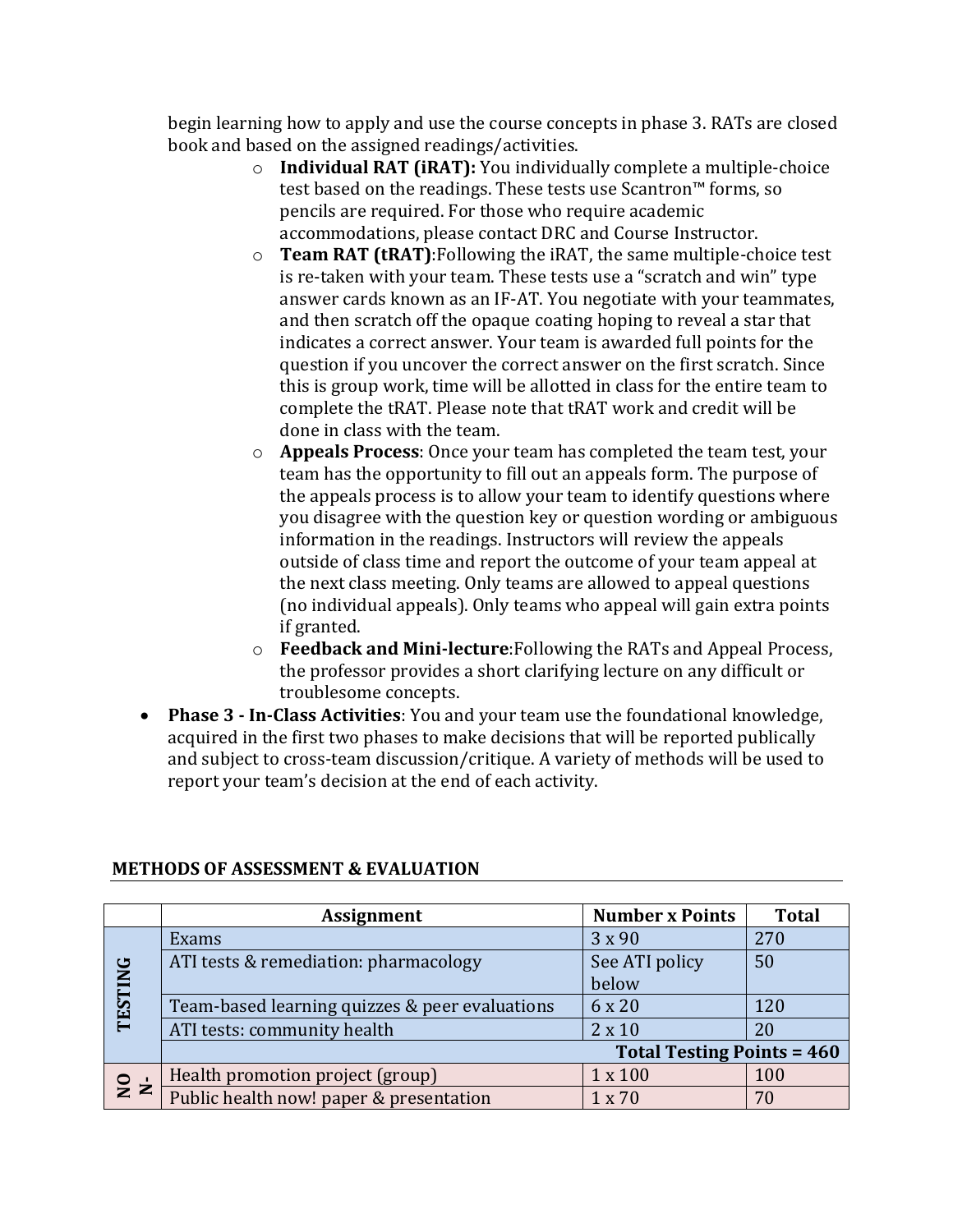begin learning how to apply and use the course concepts in phase 3. RATs are closed book and based on the assigned readings/activities.

- **Individual RAT (iRAT):** You individually complete a multiple-choice test based on the readings. These tests use Scantron™ forms, so pencils are required. For those who require academic accommodations, please contact DRC and Course Instructor.
- **Team RAT (tRAT)**:Following the iRAT, the same multiple-choice test is re-taken with your team. These tests use a "scratch and win" type answer cards known as an IF-AT. You negotiate with your teammates, and then scratch off the opaque coating hoping to reveal a star that indicates a correct answer. Your team is awarded full points for the question if you uncover the correct answer on the first scratch. Since this is group work, time will be allotted in class for the entire team to complete the tRAT. Please note that tRAT work and credit will be done in class with the team.
- **Appeals Process**: Once your team has completed the team test, your team has the opportunity to fill out an appeals form. The purpose of the appeals process is to allow your team to identify questions where you disagree with the question key or question wording or ambiguous information in the readings. Instructors will review the appeals outside of class time and report the outcome of your team appeal at the next class meeting. Only teams are allowed to appeal questions (no individual appeals). Only teams who appeal will gain extra points if granted.
- **Feedback and Mini-lecture**:Following the RATs and Appeal Process, the professor provides a short clarifying lecture on any difficult or troublesome concepts.

- **Phase 3 - In-Class Activities**: You and your team use the foundational knowledge, acquired in the first two phases to make decisions that will be reported publically and subject to cross-team discussion/critique. A variety of methods will be used to report your team's decision at the end of each activity.

## METHODS OF ASSESSMENT & EVALUATION

| | Assignment | Number x Points | Total |
|---|---|---|---|
| TESTING | Exams | 3 x 90 | 270 |
| | ATI tests & remediation: pharmacology | See ATI policy below | 50 |
| | Team-based learning quizzes & peer evaluations | 6 x 20 | 120 |
| | ATI tests: community health | 2 x 10 | 20 |
| | **Total Testing Points = 460** | | |
| NON- | Health promotion project (group) | 1 x 100 | 100 |
| | Public health now! paper & presentation | 1 x 70 | 70 |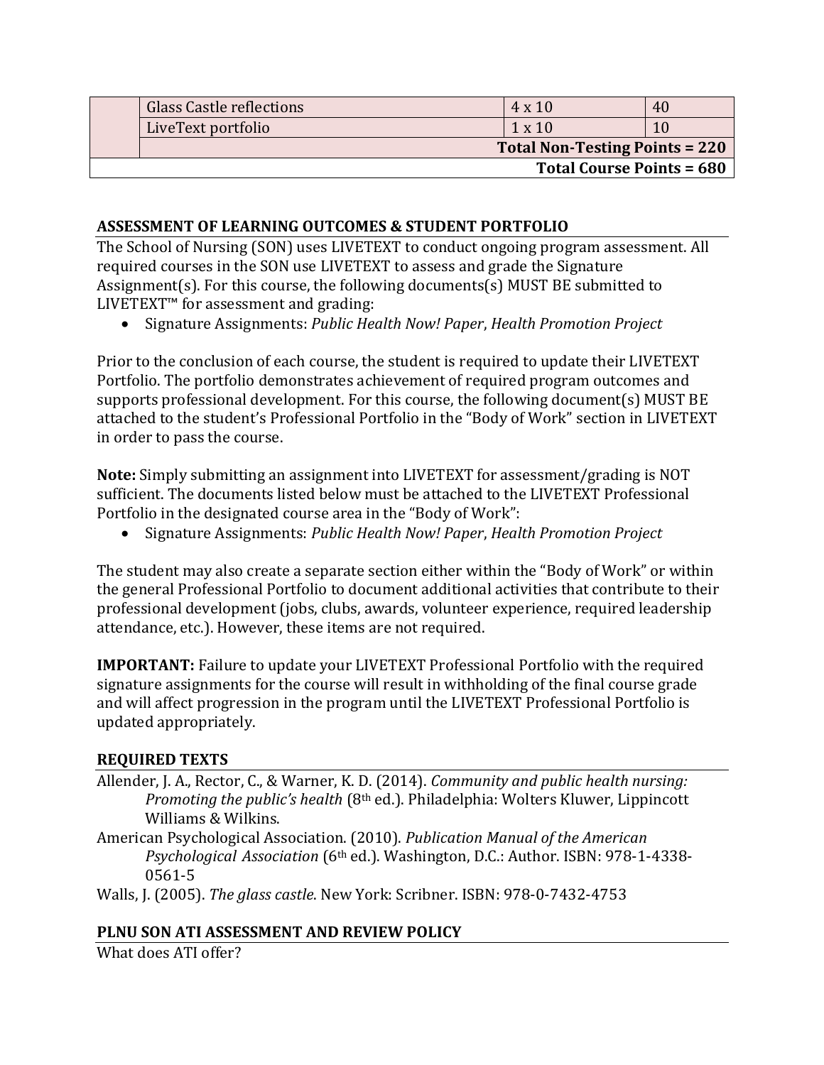| | | | |
|---|---|---|---|
| | Glass Castle reflections | 4 x 10 | 40 |
| | LiveText portfolio | 1 x 10 | 10 |
| | **Total Non-Testing Points = 220** | | |
| **Total Course Points = 680** | | | |

## ASSESSMENT OF LEARNING OUTCOMES & STUDENT PORTFOLIO

The School of Nursing (SON) uses LIVETEXT to conduct ongoing program assessment. All required courses in the SON use LIVETEXT to assess and grade the Signature Assignment(s). For this course, the following documents(s) MUST BE submitted to LIVETEXT™ for assessment and grading:

- Signature Assignments: *Public Health Now! Paper*, *Health Promotion Project*

Prior to the conclusion of each course, the student is required to update their LIVETEXT Portfolio. The portfolio demonstrates achievement of required program outcomes and supports professional development. For this course, the following document(s) MUST BE attached to the student's Professional Portfolio in the "Body of Work" section in LIVETEXT in order to pass the course.

**Note:** Simply submitting an assignment into LIVETEXT for assessment/grading is NOT sufficient. The documents listed below must be attached to the LIVETEXT Professional Portfolio in the designated course area in the "Body of Work":

- Signature Assignments: *Public Health Now! Paper*, *Health Promotion Project*

The student may also create a separate section either within the "Body of Work" or within the general Professional Portfolio to document additional activities that contribute to their professional development (jobs, clubs, awards, volunteer experience, required leadership attendance, etc.). However, these items are not required.

**IMPORTANT:** Failure to update your LIVETEXT Professional Portfolio with the required signature assignments for the course will result in withholding of the final course grade and will affect progression in the program until the LIVETEXT Professional Portfolio is updated appropriately.

## REQUIRED TEXTS

Allender, J. A., Rector, C., & Warner, K. D. (2014). *Community and public health nursing: Promoting the public's health* (8th ed.). Philadelphia: Wolters Kluwer, Lippincott Williams & Wilkins.

American Psychological Association. (2010). *Publication Manual of the American Psychological Association* (6th ed.). Washington, D.C.: Author. ISBN: 978-1-4338-0561-5

Walls, J. (2005). *The glass castle*. New York: Scribner. ISBN: 978-0-7432-4753

## PLNU SON ATI ASSESSMENT AND REVIEW POLICY

What does ATI offer?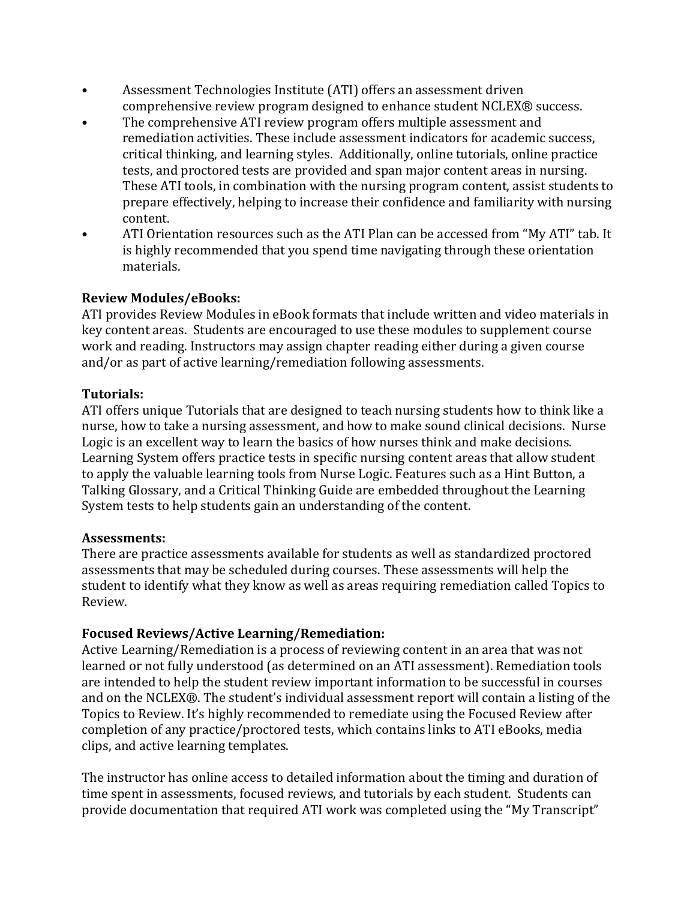- Assessment Technologies Institute (ATI) offers an assessment driven comprehensive review program designed to enhance student NCLEX® success.
- The comprehensive ATI review program offers multiple assessment and remediation activities. These include assessment indicators for academic success, critical thinking, and learning styles. Additionally, online tutorials, online practice tests, and proctored tests are provided and span major content areas in nursing. These ATI tools, in combination with the nursing program content, assist students to prepare effectively, helping to increase their confidence and familiarity with nursing content.
- ATI Orientation resources such as the ATI Plan can be accessed from "My ATI" tab. It is highly recommended that you spend time navigating through these orientation materials.

**Review Modules/eBooks:**
ATI provides Review Modules in eBook formats that include written and video materials in key content areas. Students are encouraged to use these modules to supplement course work and reading. Instructors may assign chapter reading either during a given course and/or as part of active learning/remediation following assessments.

**Tutorials:**
ATI offers unique Tutorials that are designed to teach nursing students how to think like a nurse, how to take a nursing assessment, and how to make sound clinical decisions. Nurse Logic is an excellent way to learn the basics of how nurses think and make decisions. Learning System offers practice tests in specific nursing content areas that allow student to apply the valuable learning tools from Nurse Logic. Features such as a Hint Button, a Talking Glossary, and a Critical Thinking Guide are embedded throughout the Learning System tests to help students gain an understanding of the content.

**Assessments:**
There are practice assessments available for students as well as standardized proctored assessments that may be scheduled during courses. These assessments will help the student to identify what they know as well as areas requiring remediation called Topics to Review.

**Focused Reviews/Active Learning/Remediation:**
Active Learning/Remediation is a process of reviewing content in an area that was not learned or not fully understood (as determined on an ATI assessment). Remediation tools are intended to help the student review important information to be successful in courses and on the NCLEX®. The student's individual assessment report will contain a listing of the Topics to Review. It's highly recommended to remediate using the Focused Review after completion of any practice/proctored tests, which contains links to ATI eBooks, media clips, and active learning templates.

The instructor has online access to detailed information about the timing and duration of time spent in assessments, focused reviews, and tutorials by each student. Students can provide documentation that required ATI work was completed using the "My Transcript"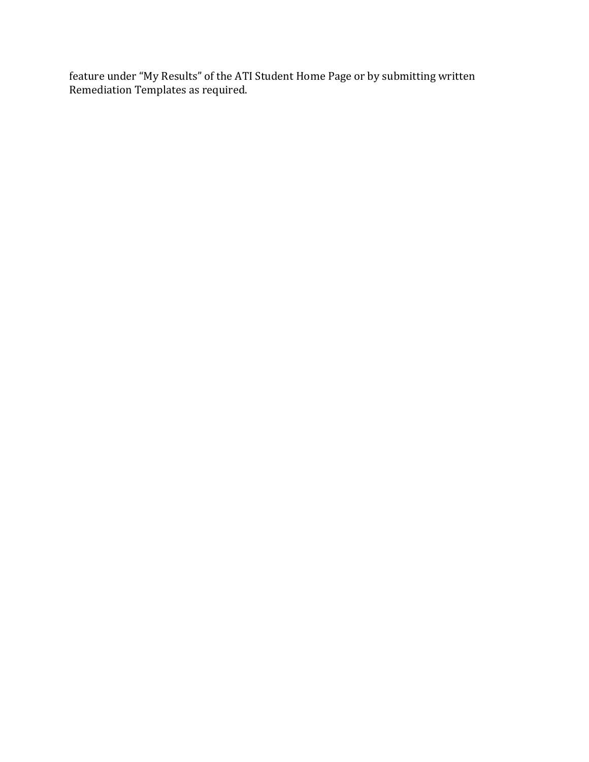feature under "My Results" of the ATI Student Home Page or by submitting written Remediation Templates as required.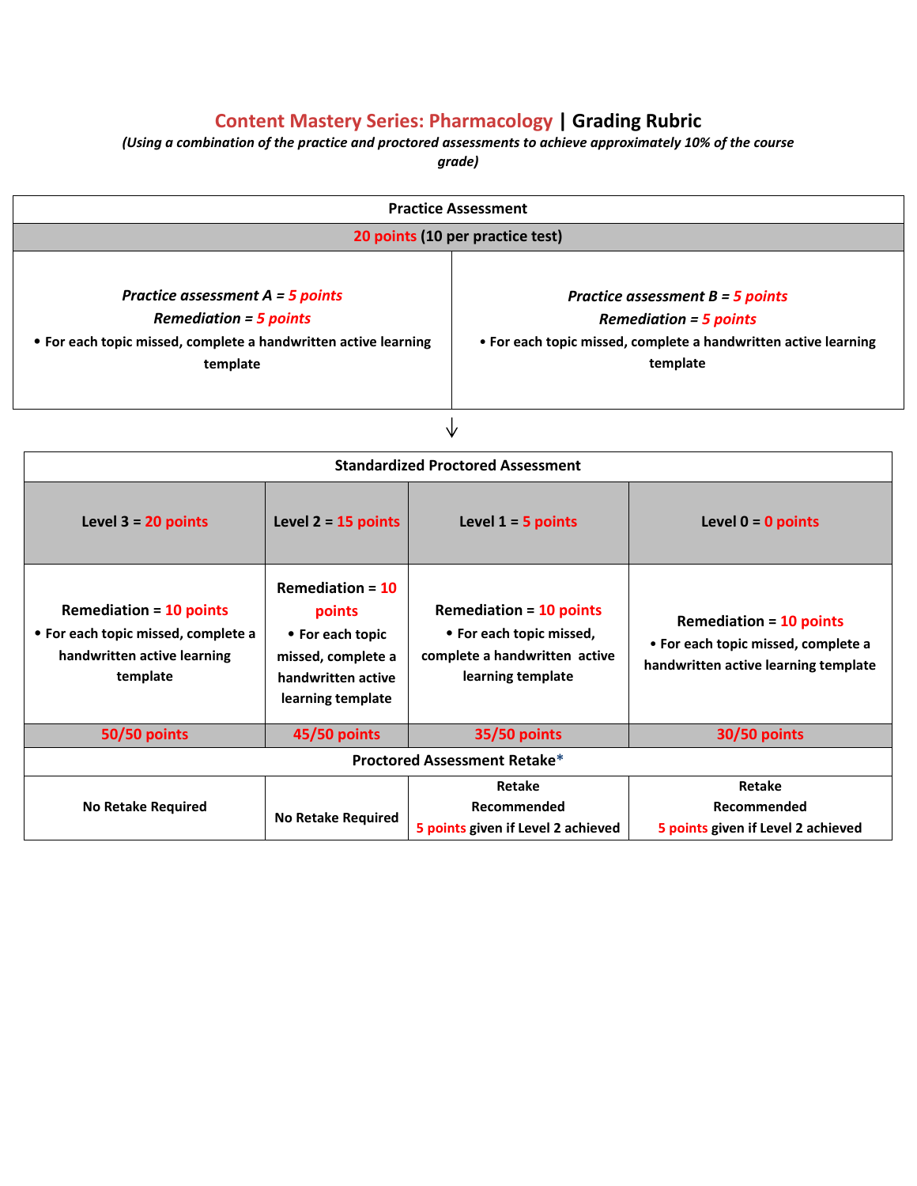# Content Mastery Series: Pharmacology | Grading Rubric

*(Using a combination of the practice and proctored assessments to achieve approximately 10% of the course grade)*

| Practice Assessment | |
|---|---|
| **20 points (10 per practice test)** | |
| ***Practice assessment A = 5 points***<br>***Remediation = 5 points***<br>• **For each topic missed, complete a handwritten active learning template** | ***Practice assessment B = 5 points***<br>***Remediation = 5 points***<br>• **For each topic missed, complete a handwritten active learning template** |

↓

| Standardized Proctored Assessment | | | |
|---|---|---|---|
| **Level 3 = 20 points** | **Level 2 = 15 points** | **Level 1 = 5 points** | **Level 0 = 0 points** |
| **Remediation = 10 points**<br>• **For each topic missed, complete a handwritten active learning template** | **Remediation = 10 points**<br>• **For each topic missed, complete a handwritten active learning template** | **Remediation = 10 points**<br>• **For each topic missed, complete a handwritten active learning template** | **Remediation = 10 points**<br>• **For each topic missed, complete a handwritten active learning template** |
| **50/50 points** | **45/50 points** | **35/50 points** | **30/50 points** |
| **Proctored Assessment Retake*** | | | |
| **No Retake Required** | **No Retake Required** | **Retake Recommended**<br>**5 points given if Level 2 achieved** | **Retake Recommended**<br>**5 points given if Level 2 achieved** |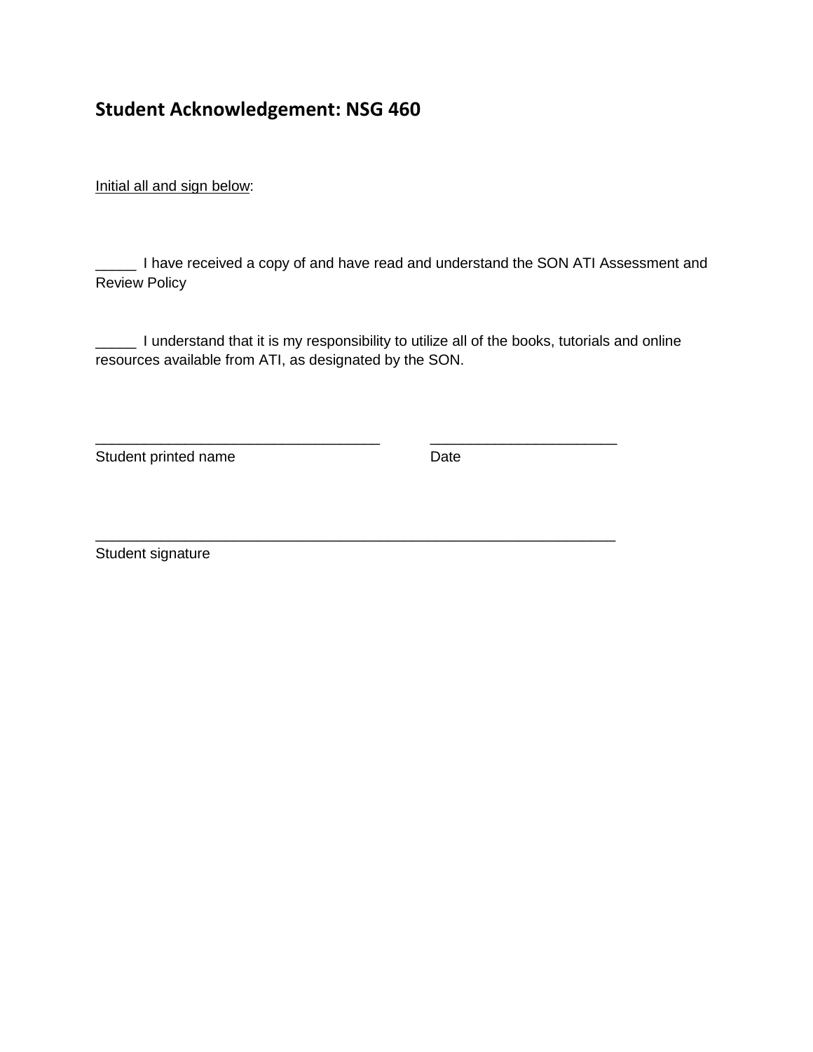## Student Acknowledgement: NSG 460

<u>Initial all and sign below</u>:

_____ I have received a copy of and have read and understand the SON ATI Assessment and Review Policy

_____ I understand that it is my responsibility to utilize all of the books, tutorials and online resources available from ATI, as designated by the SON.

___________________________________ Student printed name

_______________________ Date

________________________________________________________________ Student signature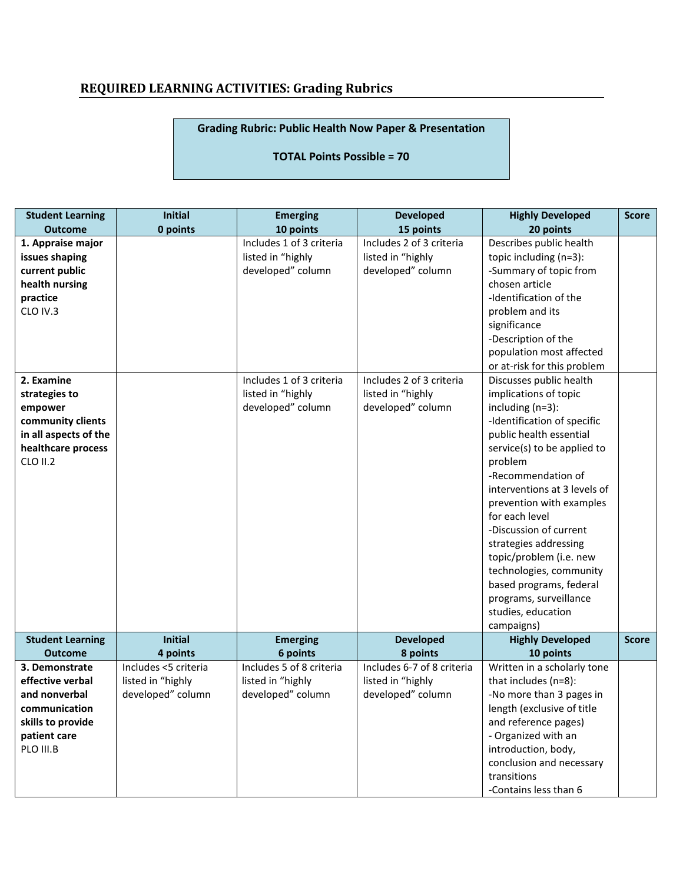## REQUIRED LEARNING ACTIVITIES: Grading Rubrics

**Grading Rubric: Public Health Now Paper & Presentation**

**TOTAL Points Possible = 70**

| Student Learning Outcome | Initial<br>0 points | Emerging<br>10 points | Developed<br>15 points | Highly Developed<br>20 points | Score |
|---|---|---|---|---|---|
| **1. Appraise major issues shaping current public health nursing practice**<br>CLO IV.3 | | Includes 1 of 3 criteria listed in "highly developed" column | Includes 2 of 3 criteria listed in "highly developed" column | Describes public health topic including (n=3):<br>-Summary of topic from chosen article<br>-Identification of the problem and its significance<br>-Description of the population most affected or at-risk for this problem | |
| **2. Examine strategies to empower community clients in all aspects of the healthcare process**<br>CLO II.2 | | Includes 1 of 3 criteria listed in "highly developed" column | Includes 2 of 3 criteria listed in "highly developed" column | Discusses public health implications of topic including (n=3):<br>-Identification of specific public health essential service(s) to be applied to problem<br>-Recommendation of interventions at 3 levels of prevention with examples for each level<br>-Discussion of current strategies addressing topic/problem (i.e. new technologies, community based programs, federal programs, surveillance studies, education campaigns) | |
| **Student Learning Outcome** | **Initial<br>4 points** | **Emerging<br>6 points** | **Developed<br>8 points** | **Highly Developed<br>10 points** | **Score** |
| **3. Demonstrate effective verbal and nonverbal communication skills to provide patient care**<br>PLO III.B | Includes <5 criteria listed in "highly developed" column | Includes 5 of 8 criteria listed in "highly developed" column | Includes 6-7 of 8 criteria listed in "highly developed" column | Written in a scholarly tone that includes (n=8):<br>-No more than 3 pages in length (exclusive of title and reference pages)<br>- Organized with an introduction, body, conclusion and necessary transitions<br>-Contains less than 6 | |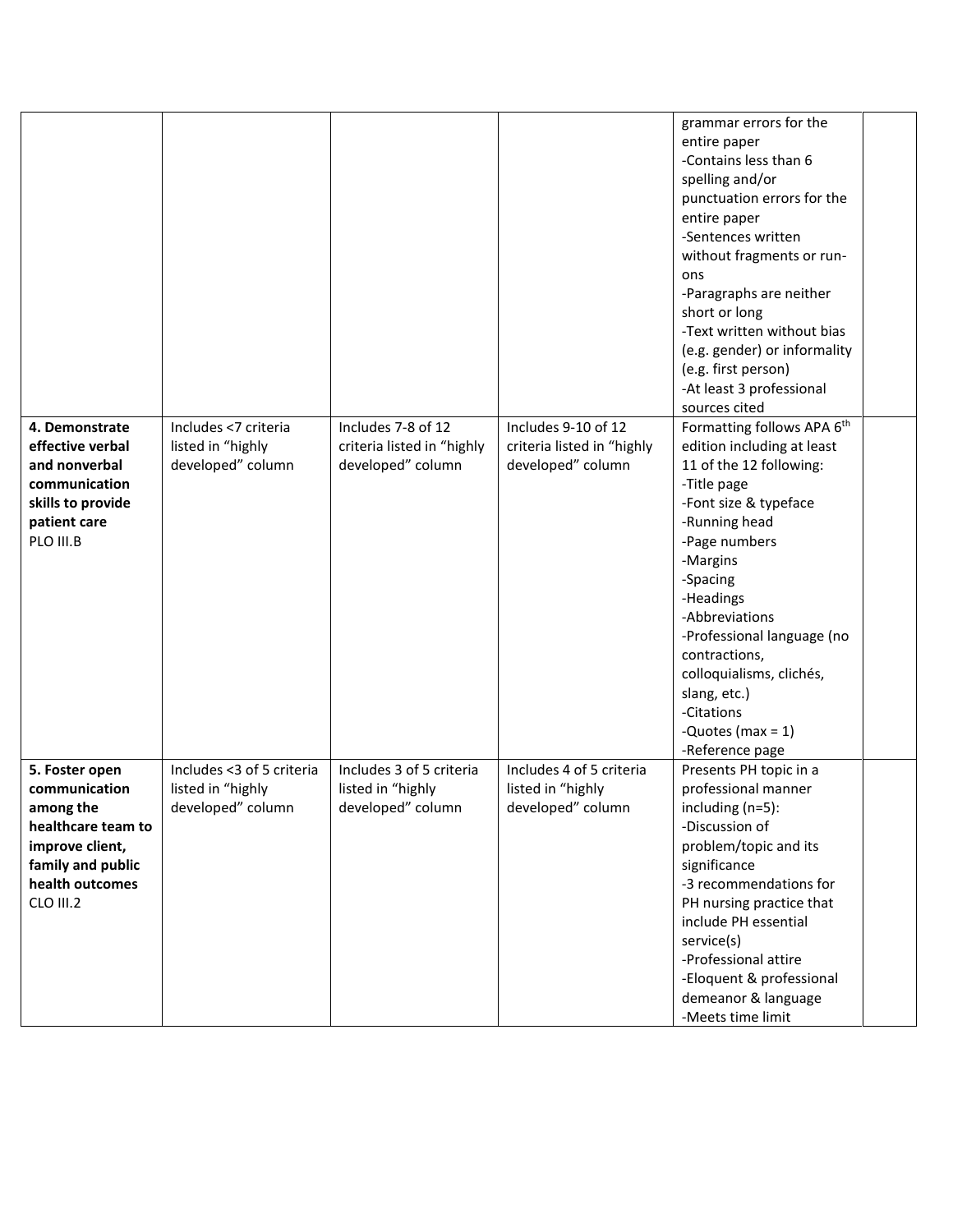| | | | | | |
|---|---|---|---|---|---|
| | | | | grammar errors for the entire paper<br>-Contains less than 6 spelling and/or punctuation errors for the entire paper<br>-Sentences written without fragments or run-ons<br>-Paragraphs are neither short or long<br>-Text written without bias (e.g. gender) or informality (e.g. first person)<br>-At least 3 professional sources cited | |
| **4. Demonstrate effective verbal and nonverbal communication skills to provide patient care**<br>PLO III.B | Includes <7 criteria listed in "highly developed" column | Includes 7-8 of 12 criteria listed in "highly developed" column | Includes 9-10 of 12 criteria listed in "highly developed" column | Formatting follows APA 6th edition including at least 11 of the 12 following:<br>-Title page<br>-Font size & typeface<br>-Running head<br>-Page numbers<br>-Margins<br>-Spacing<br>-Headings<br>-Abbreviations<br>-Professional language (no contractions, colloquialisms, clichés, slang, etc.)<br>-Citations<br>-Quotes (max = 1)<br>-Reference page | |
| **5. Foster open communication among the healthcare team to improve client, family and public health outcomes**<br>CLO III.2 | Includes <3 of 5 criteria listed in "highly developed" column | Includes 3 of 5 criteria listed in "highly developed" column | Includes 4 of 5 criteria listed in "highly developed" column | Presents PH topic in a professional manner including (n=5):<br>-Discussion of problem/topic and its significance<br>-3 recommendations for PH nursing practice that include PH essential service(s)<br>-Professional attire<br>-Eloquent & professional demeanor & language<br>-Meets time limit | |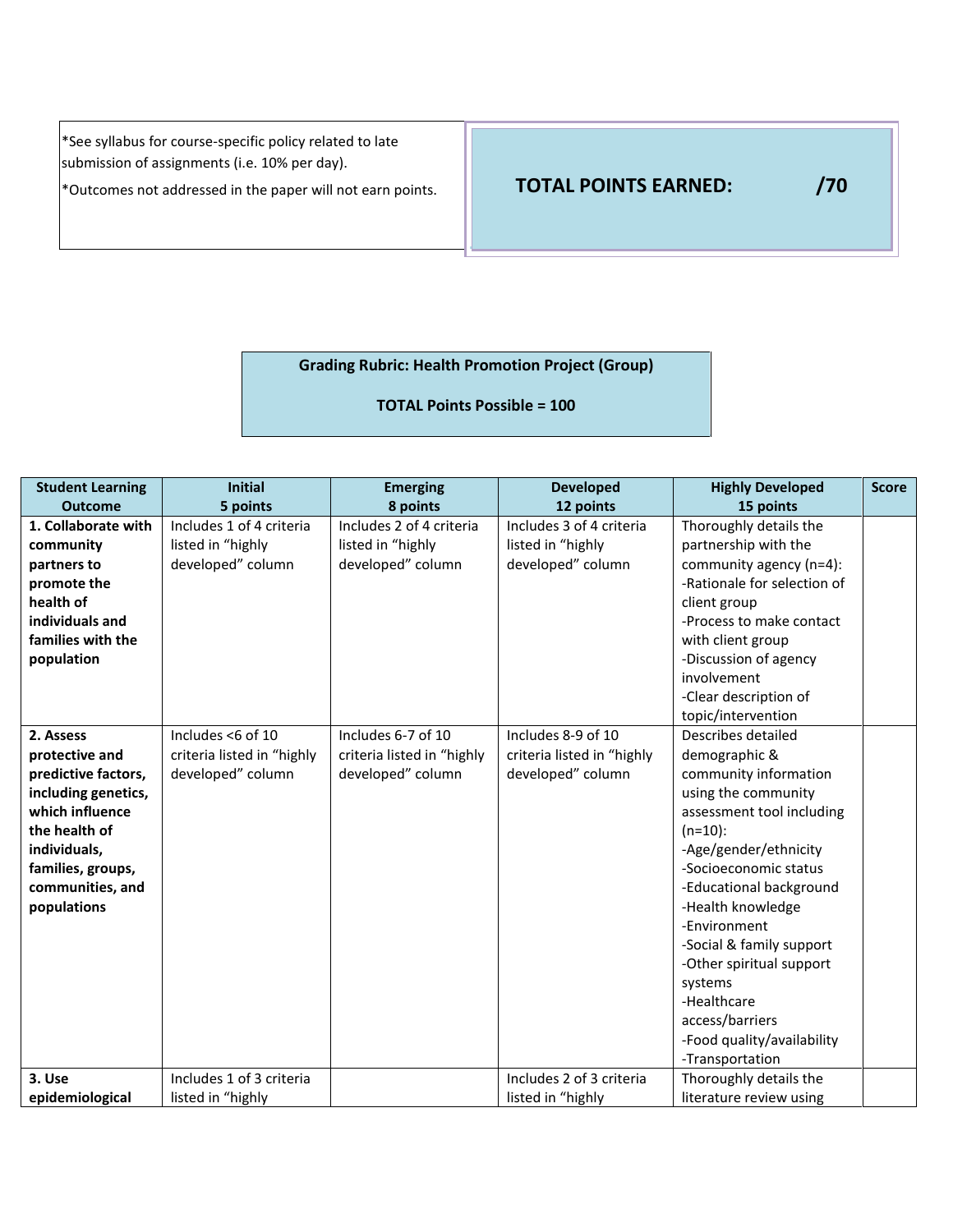*See syllabus for course-specific policy related to late submission of assignments (i.e. 10% per day).

*Outcomes not addressed in the paper will not earn points.

**TOTAL POINTS EARNED: /70**

**Grading Rubric: Health Promotion Project (Group)**

**TOTAL Points Possible = 100**

| Student Learning Outcome | Initial 5 points | Emerging 8 points | Developed 12 points | Highly Developed 15 points | Score |
|---|---|---|---|---|---|
| **1. Collaborate with community partners to promote the health of individuals and families with the population** | Includes 1 of 4 criteria listed in "highly developed" column | Includes 2 of 4 criteria listed in "highly developed" column | Includes 3 of 4 criteria listed in "highly developed" column | Thoroughly details the partnership with the community agency (n=4): -Rationale for selection of client group -Process to make contact with client group -Discussion of agency involvement -Clear description of topic/intervention | |
| **2. Assess protective and predictive factors, including genetics, which influence the health of individuals, families, groups, communities, and populations** | Includes <6 of 10 criteria listed in "highly developed" column | Includes 6-7 of 10 criteria listed in "highly developed" column | Includes 8-9 of 10 criteria listed in "highly developed" column | Describes detailed demographic & community information using the community assessment tool including (n=10): -Age/gender/ethnicity -Socioeconomic status -Educational background -Health knowledge -Environment -Social & family support -Other spiritual support systems -Healthcare access/barriers -Food quality/availability -Transportation | |
| **3. Use epidemiological** | Includes 1 of 3 criteria listed in "highly | | Includes 2 of 3 criteria listed in "highly | Thoroughly details the literature review using | |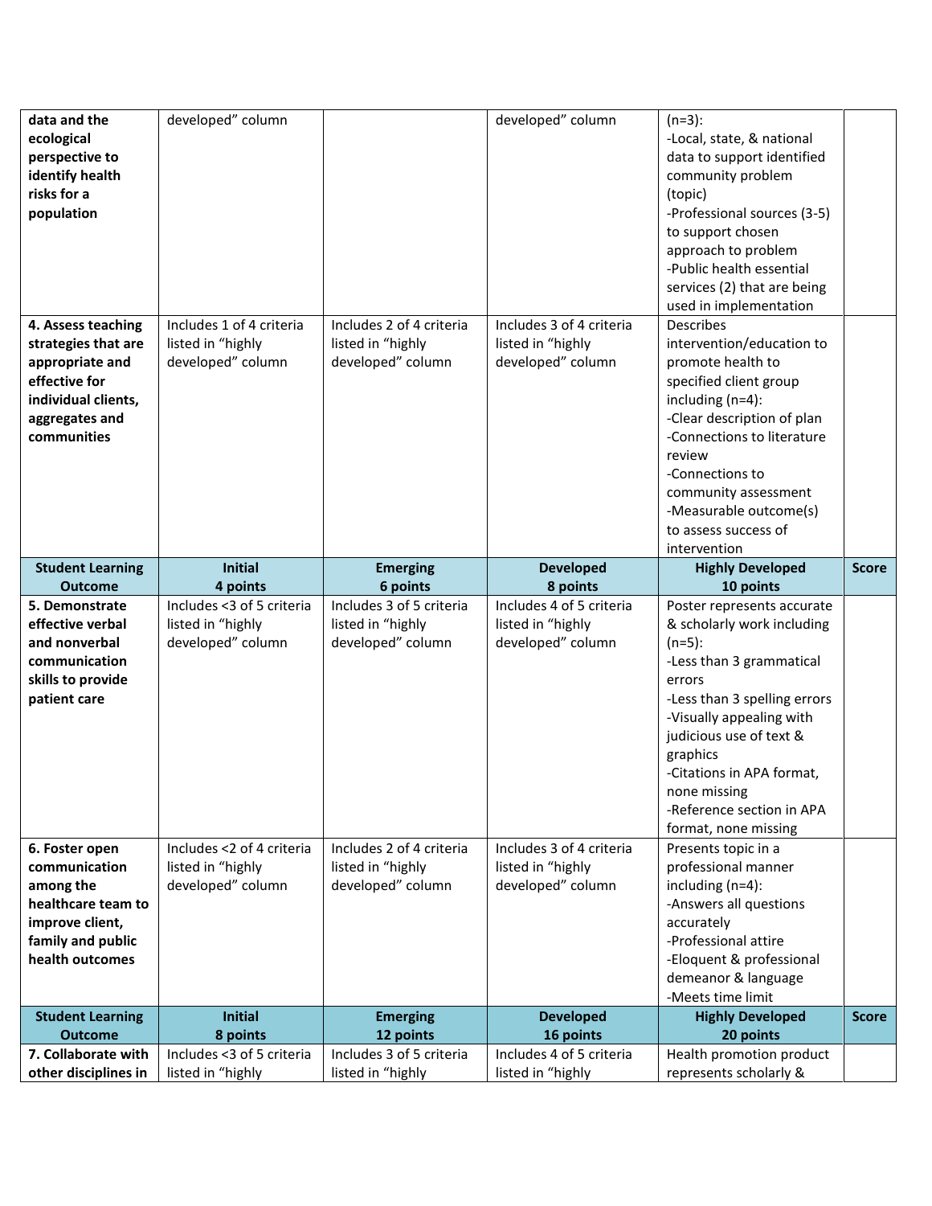| data and the ecological perspective to identify health risks for a population | developed" column | | developed" column | (n=3):<br>-Local, state, & national data to support identified community problem (topic)<br>-Professional sources (3-5) to support chosen approach to problem<br>-Public health essential services (2) that are being used in implementation | |
|---|---|---|---|---|---|
| **4. Assess teaching strategies that are appropriate and effective for individual clients, aggregates and communities** | Includes 1 of 4 criteria listed in "highly developed" column | Includes 2 of 4 criteria listed in "highly developed" column | Includes 3 of 4 criteria listed in "highly developed" column | Describes intervention/education to promote health to specified client group including (n=4):<br>-Clear description of plan<br>-Connections to literature review<br>-Connections to community assessment<br>-Measurable outcome(s) to assess success of intervention | |
| **Student Learning Outcome** | **Initial<br>4 points** | **Emerging<br>6 points** | **Developed<br>8 points** | **Highly Developed<br>10 points** | **Score** |
| **5. Demonstrate effective verbal and nonverbal communication skills to provide patient care** | Includes <3 of 5 criteria listed in "highly developed" column | Includes 3 of 5 criteria listed in "highly developed" column | Includes 4 of 5 criteria listed in "highly developed" column | Poster represents accurate & scholarly work including (n=5):<br>-Less than 3 grammatical errors<br>-Less than 3 spelling errors<br>-Visually appealing with judicious use of text & graphics<br>-Citations in APA format, none missing<br>-Reference section in APA format, none missing | |
| **6. Foster open communication among the healthcare team to improve client, family and public health outcomes** | Includes <2 of 4 criteria listed in "highly developed" column | Includes 2 of 4 criteria listed in "highly developed" column | Includes 3 of 4 criteria listed in "highly developed" column | Presents topic in a professional manner including (n=4):<br>-Answers all questions accurately<br>-Professional attire<br>-Eloquent & professional demeanor & language<br>-Meets time limit | |
| **Student Learning Outcome** | **Initial<br>8 points** | **Emerging<br>12 points** | **Developed<br>16 points** | **Highly Developed<br>20 points** | **Score** |
| **7. Collaborate with other disciplines in** | Includes <3 of 5 criteria listed in "highly | Includes 3 of 5 criteria listed in "highly | Includes 4 of 5 criteria listed in "highly | Health promotion product represents scholarly & | |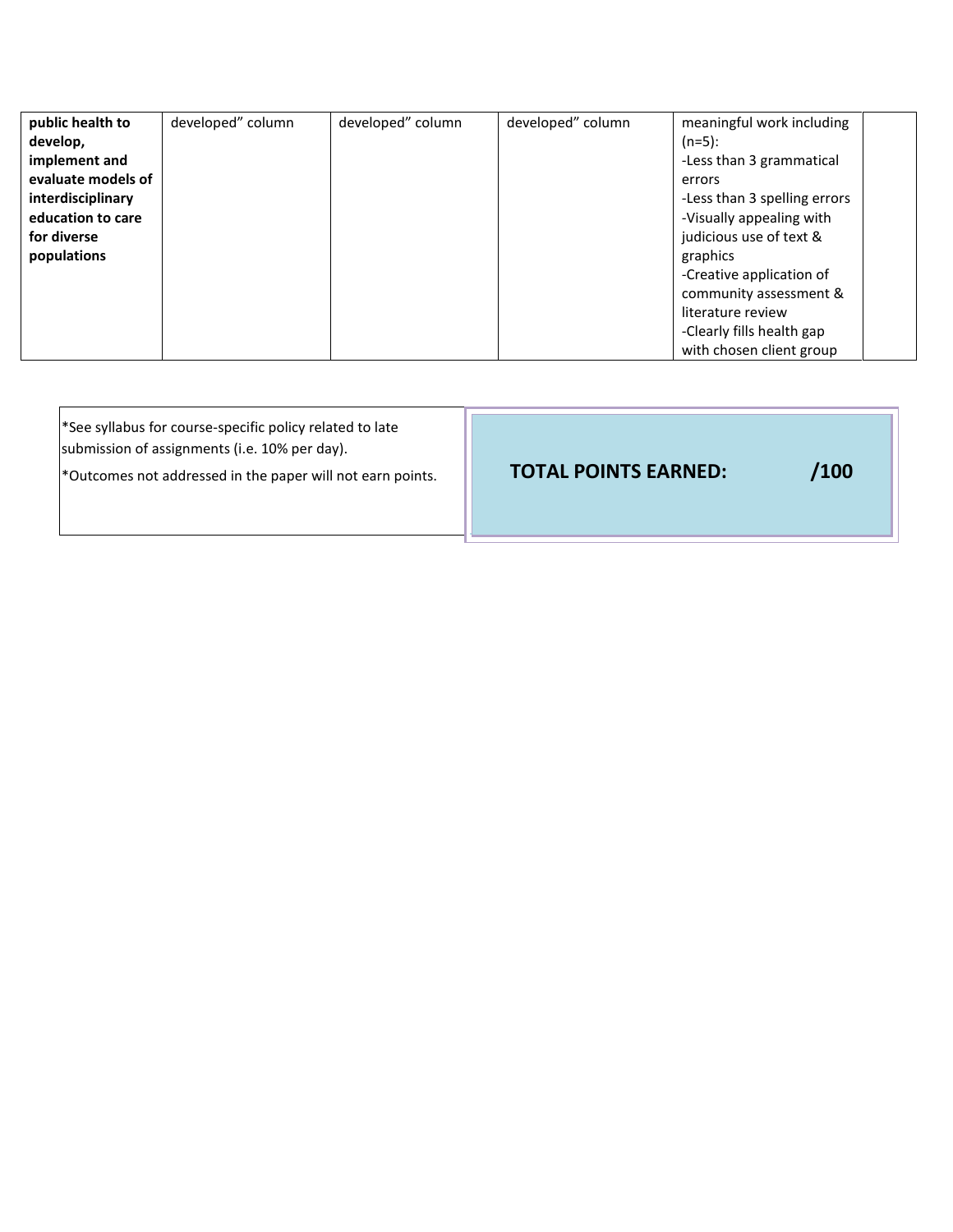| | | | | | |
|---|---|---|---|---|---|
| **public health to develop, implement and evaluate models of interdisciplinary education to care for diverse populations** | developed" column | developed" column | developed" column | meaningful work including (n=5):<br>-Less than 3 grammatical errors<br>-Less than 3 spelling errors<br>-Visually appealing with judicious use of text & graphics<br>-Creative application of community assessment & literature review<br>-Clearly fills health gap with chosen client group | |

| | |
|---|---|
| *See syllabus for course-specific policy related to late submission of assignments (i.e. 10% per day).<br>*Outcomes not addressed in the paper will not earn points. | **TOTAL POINTS EARNED: /100** |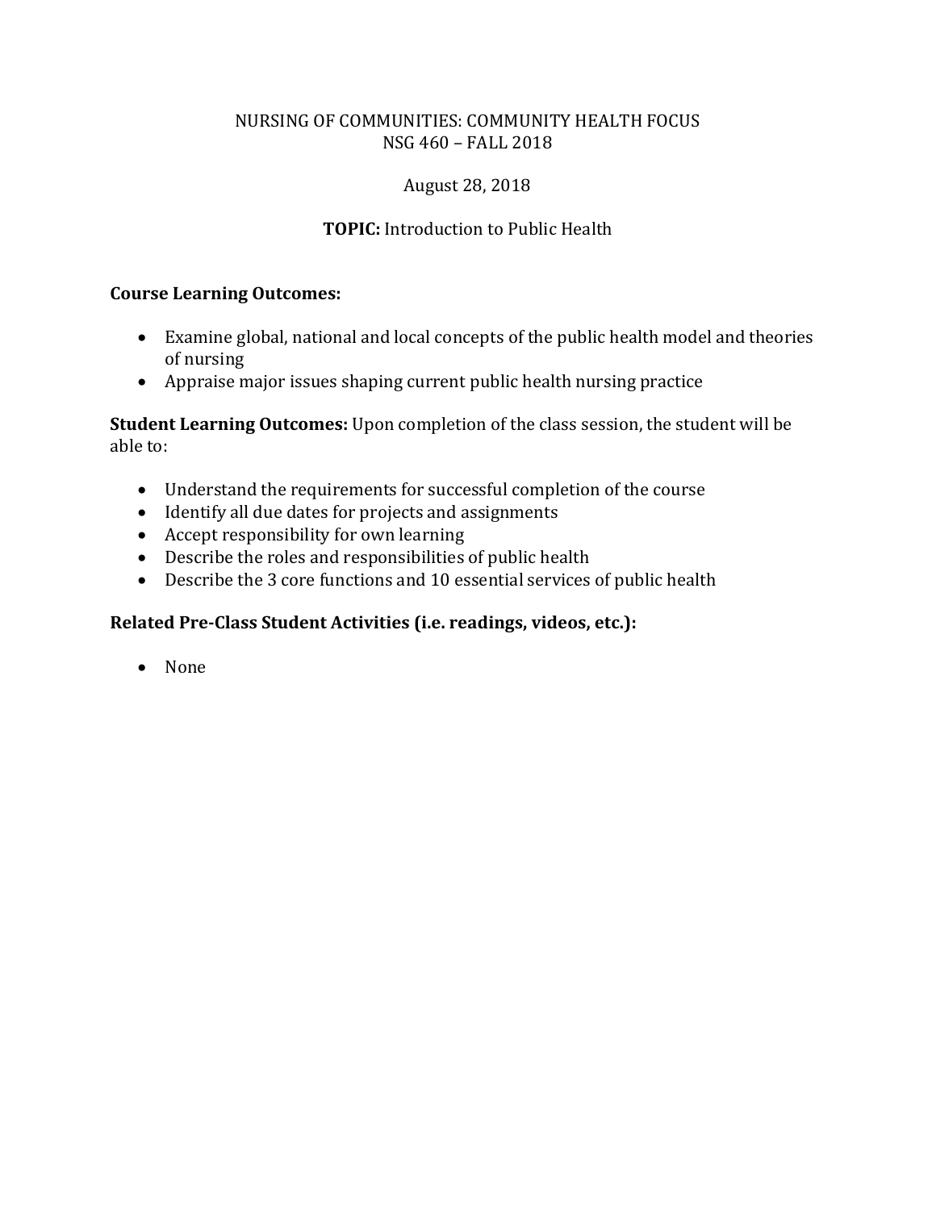NURSING OF COMMUNITIES: COMMUNITY HEALTH FOCUS
NSG 460 – FALL 2018

August 28, 2018

**TOPIC:** Introduction to Public Health

**Course Learning Outcomes:**

- Examine global, national and local concepts of the public health model and theories of nursing
- Appraise major issues shaping current public health nursing practice

**Student Learning Outcomes:** Upon completion of the class session, the student will be able to:

- Understand the requirements for successful completion of the course
- Identify all due dates for projects and assignments
- Accept responsibility for own learning
- Describe the roles and responsibilities of public health
- Describe the 3 core functions and 10 essential services of public health

**Related Pre-Class Student Activities (i.e. readings, videos, etc.):**

- None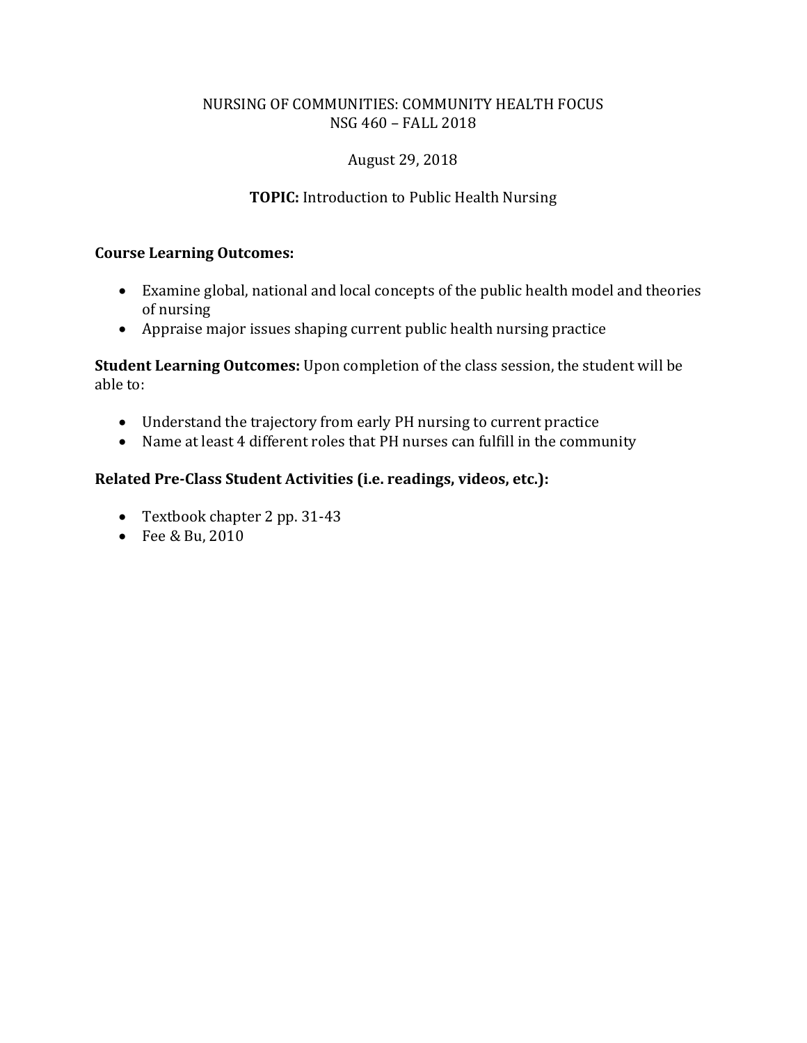NURSING OF COMMUNITIES: COMMUNITY HEALTH FOCUS
NSG 460 – FALL 2018

August 29, 2018

**TOPIC:** Introduction to Public Health Nursing

**Course Learning Outcomes:**

- Examine global, national and local concepts of the public health model and theories of nursing
- Appraise major issues shaping current public health nursing practice

**Student Learning Outcomes:** Upon completion of the class session, the student will be able to:

- Understand the trajectory from early PH nursing to current practice
- Name at least 4 different roles that PH nurses can fulfill in the community

**Related Pre-Class Student Activities (i.e. readings, videos, etc.):**

- Textbook chapter 2 pp. 31-43
- Fee & Bu, 2010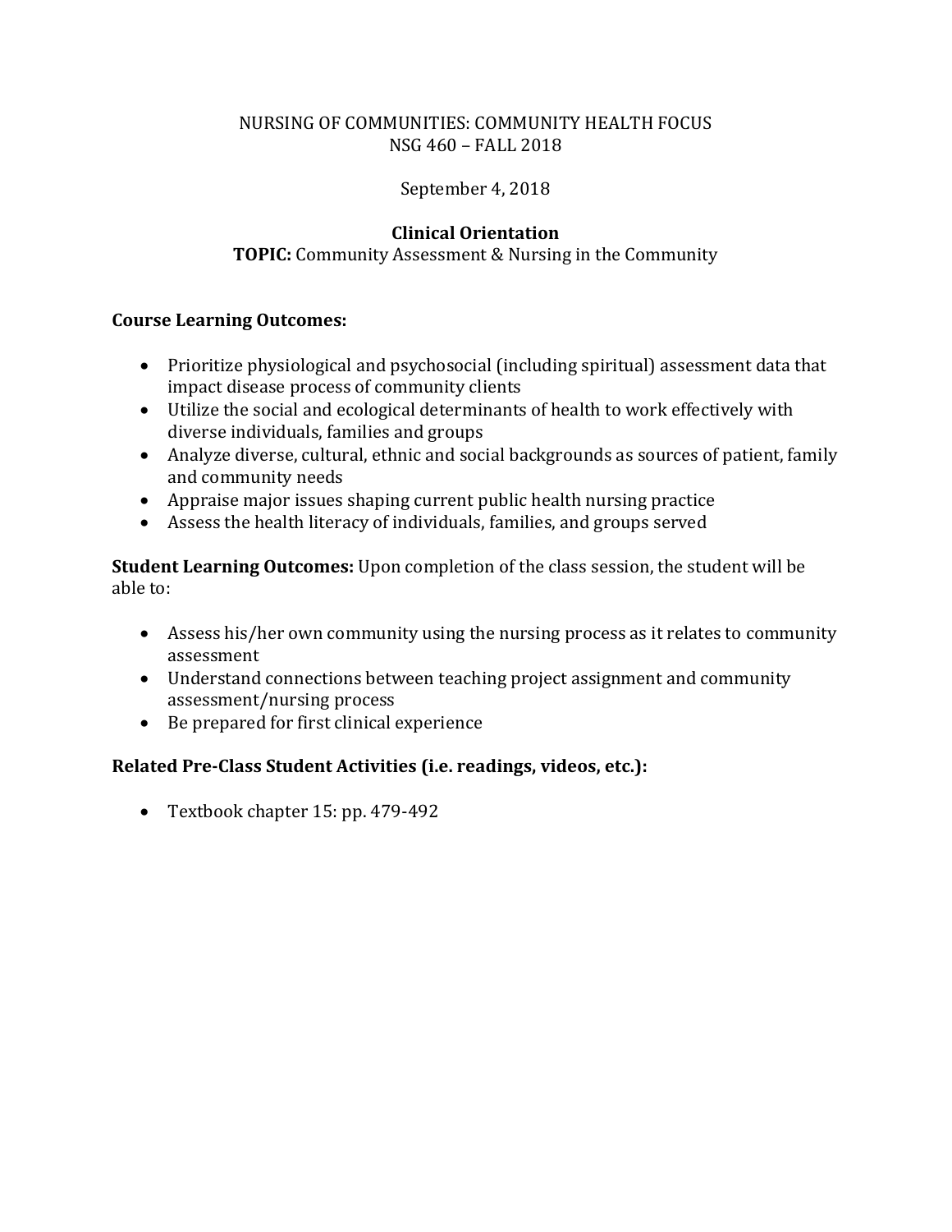NURSING OF COMMUNITIES: COMMUNITY HEALTH FOCUS
NSG 460 – FALL 2018

September 4, 2018

**Clinical Orientation**
**TOPIC:** Community Assessment & Nursing in the Community

**Course Learning Outcomes:**

- Prioritize physiological and psychosocial (including spiritual) assessment data that impact disease process of community clients
- Utilize the social and ecological determinants of health to work effectively with diverse individuals, families and groups
- Analyze diverse, cultural, ethnic and social backgrounds as sources of patient, family and community needs
- Appraise major issues shaping current public health nursing practice
- Assess the health literacy of individuals, families, and groups served

**Student Learning Outcomes:** Upon completion of the class session, the student will be able to:

- Assess his/her own community using the nursing process as it relates to community assessment
- Understand connections between teaching project assignment and community assessment/nursing process
- Be prepared for first clinical experience

**Related Pre-Class Student Activities (i.e. readings, videos, etc.):**

- Textbook chapter 15: pp. 479-492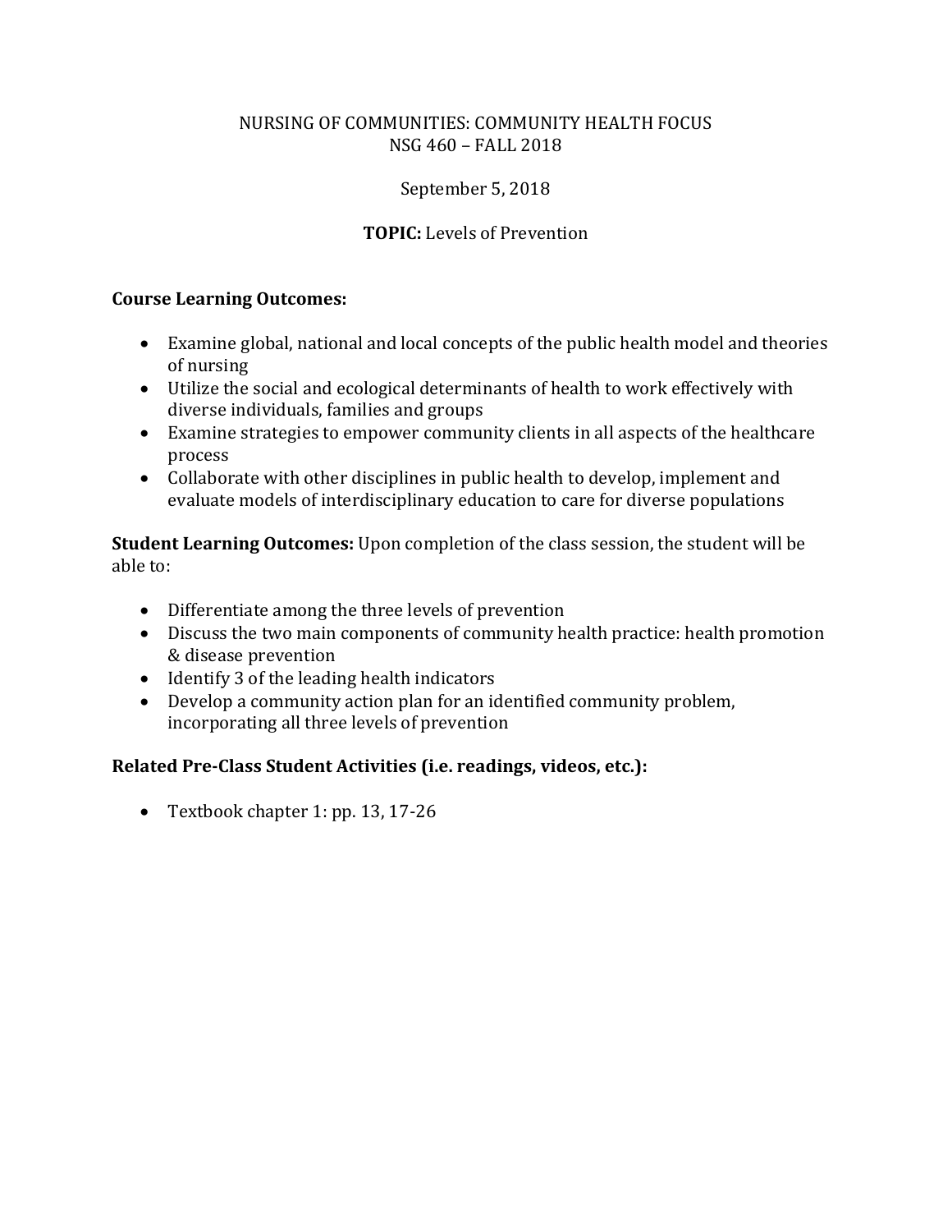NURSING OF COMMUNITIES: COMMUNITY HEALTH FOCUS
NSG 460 – FALL 2018

September 5, 2018

**TOPIC:** Levels of Prevention

**Course Learning Outcomes:**

- Examine global, national and local concepts of the public health model and theories of nursing
- Utilize the social and ecological determinants of health to work effectively with diverse individuals, families and groups
- Examine strategies to empower community clients in all aspects of the healthcare process
- Collaborate with other disciplines in public health to develop, implement and evaluate models of interdisciplinary education to care for diverse populations

**Student Learning Outcomes:** Upon completion of the class session, the student will be able to:

- Differentiate among the three levels of prevention
- Discuss the two main components of community health practice: health promotion & disease prevention
- Identify 3 of the leading health indicators
- Develop a community action plan for an identified community problem, incorporating all three levels of prevention

**Related Pre-Class Student Activities (i.e. readings, videos, etc.):**

- Textbook chapter 1: pp. 13, 17-26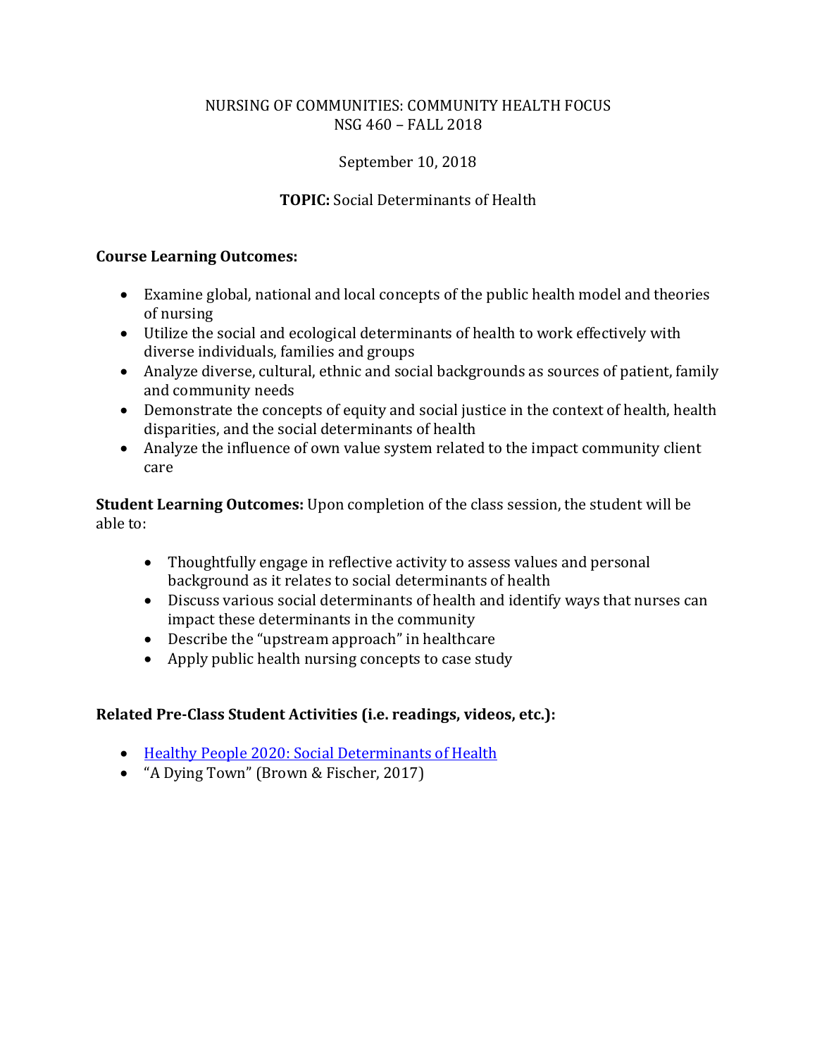NURSING OF COMMUNITIES: COMMUNITY HEALTH FOCUS
NSG 460 – FALL 2018

September 10, 2018

**TOPIC:** Social Determinants of Health

**Course Learning Outcomes:**

- Examine global, national and local concepts of the public health model and theories of nursing
- Utilize the social and ecological determinants of health to work effectively with diverse individuals, families and groups
- Analyze diverse, cultural, ethnic and social backgrounds as sources of patient, family and community needs
- Demonstrate the concepts of equity and social justice in the context of health, health disparities, and the social determinants of health
- Analyze the influence of own value system related to the impact community client care

**Student Learning Outcomes:** Upon completion of the class session, the student will be able to:

- Thoughtfully engage in reflective activity to assess values and personal background as it relates to social determinants of health
- Discuss various social determinants of health and identify ways that nurses can impact these determinants in the community
- Describe the "upstream approach" in healthcare
- Apply public health nursing concepts to case study

**Related Pre-Class Student Activities (i.e. readings, videos, etc.):**

- Healthy People 2020: Social Determinants of Health
- "A Dying Town" (Brown & Fischer, 2017)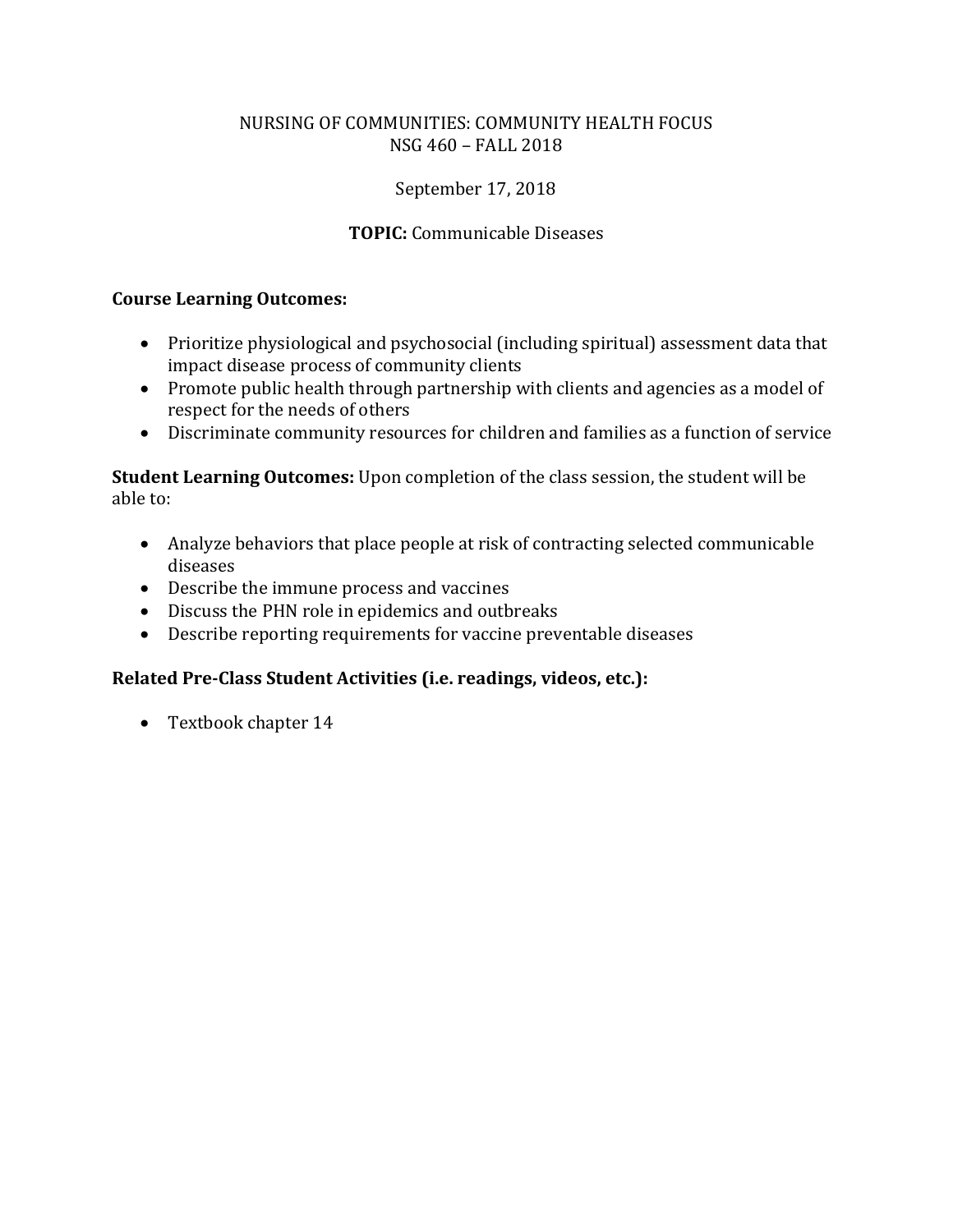NURSING OF COMMUNITIES: COMMUNITY HEALTH FOCUS
NSG 460 – FALL 2018

September 17, 2018

**TOPIC:** Communicable Diseases

**Course Learning Outcomes:**

- Prioritize physiological and psychosocial (including spiritual) assessment data that impact disease process of community clients
- Promote public health through partnership with clients and agencies as a model of respect for the needs of others
- Discriminate community resources for children and families as a function of service

**Student Learning Outcomes:** Upon completion of the class session, the student will be able to:

- Analyze behaviors that place people at risk of contracting selected communicable diseases
- Describe the immune process and vaccines
- Discuss the PHN role in epidemics and outbreaks
- Describe reporting requirements for vaccine preventable diseases

**Related Pre-Class Student Activities (i.e. readings, videos, etc.):**

- Textbook chapter 14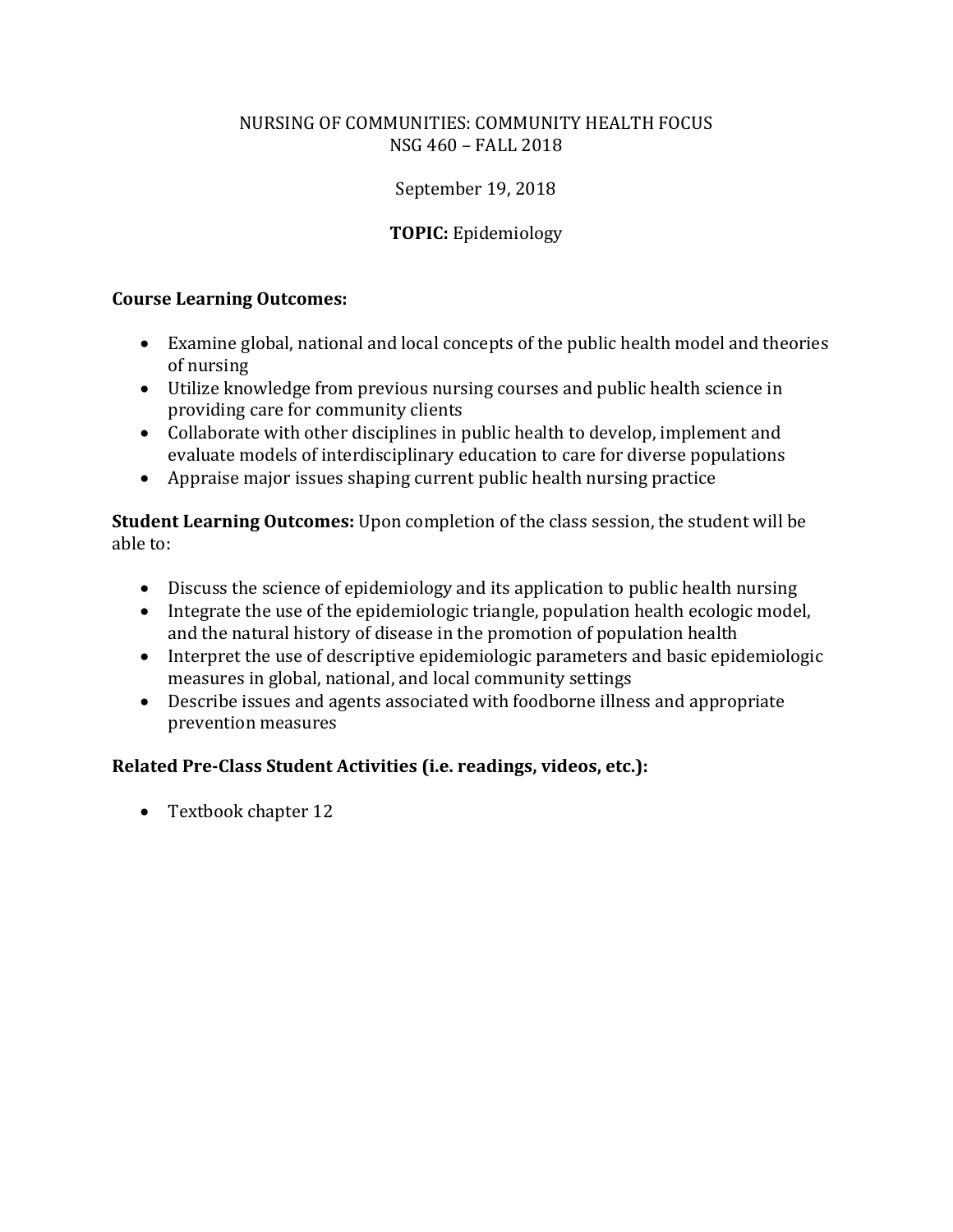NURSING OF COMMUNITIES: COMMUNITY HEALTH FOCUS
NSG 460 – FALL 2018

September 19, 2018

**TOPIC:** Epidemiology

**Course Learning Outcomes:**

- Examine global, national and local concepts of the public health model and theories of nursing
- Utilize knowledge from previous nursing courses and public health science in providing care for community clients
- Collaborate with other disciplines in public health to develop, implement and evaluate models of interdisciplinary education to care for diverse populations
- Appraise major issues shaping current public health nursing practice

**Student Learning Outcomes:** Upon completion of the class session, the student will be able to:

- Discuss the science of epidemiology and its application to public health nursing
- Integrate the use of the epidemiologic triangle, population health ecologic model, and the natural history of disease in the promotion of population health
- Interpret the use of descriptive epidemiologic parameters and basic epidemiologic measures in global, national, and local community settings
- Describe issues and agents associated with foodborne illness and appropriate prevention measures

**Related Pre-Class Student Activities (i.e. readings, videos, etc.):**

- Textbook chapter 12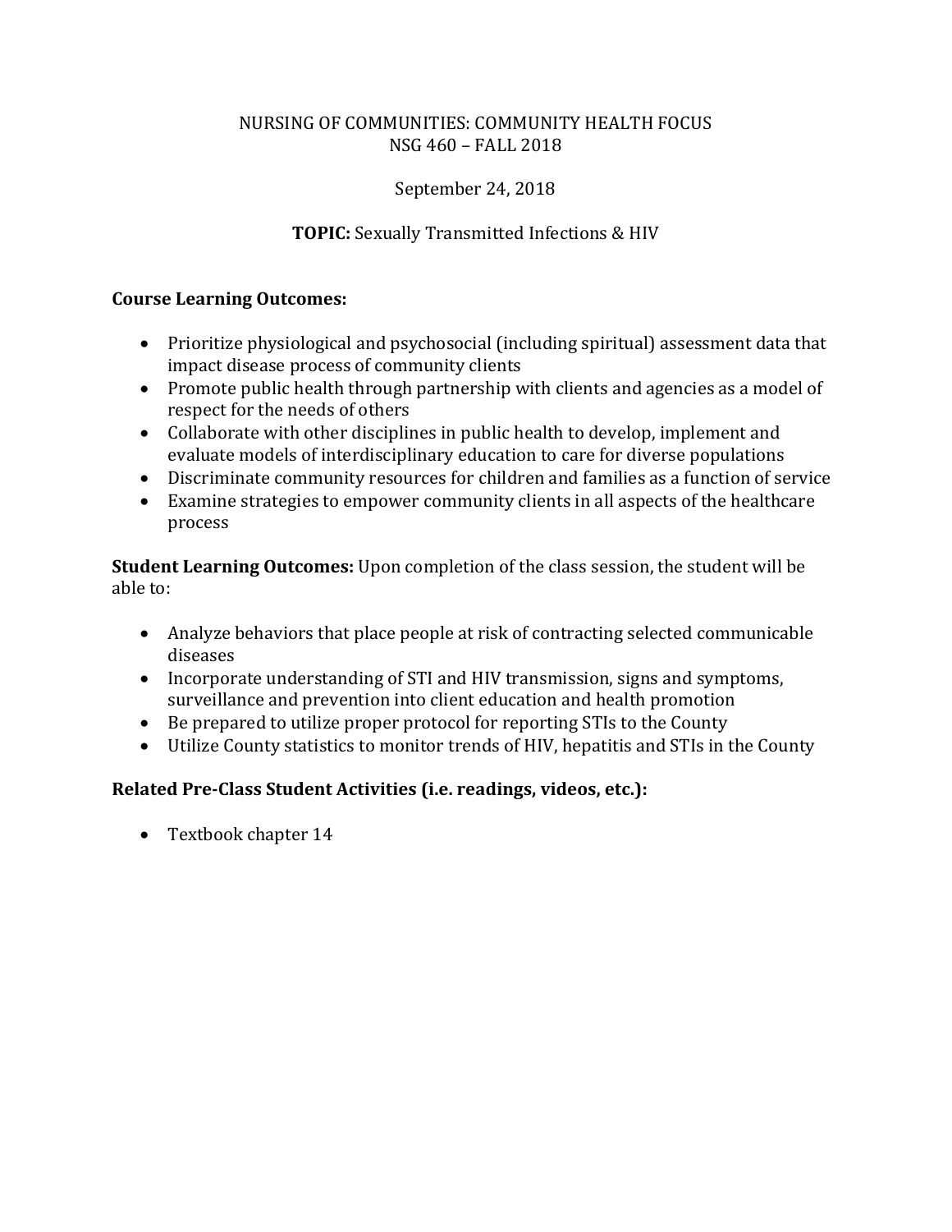NURSING OF COMMUNITIES: COMMUNITY HEALTH FOCUS
NSG 460 – FALL 2018

September 24, 2018

**TOPIC:** Sexually Transmitted Infections & HIV

**Course Learning Outcomes:**

- Prioritize physiological and psychosocial (including spiritual) assessment data that impact disease process of community clients
- Promote public health through partnership with clients and agencies as a model of respect for the needs of others
- Collaborate with other disciplines in public health to develop, implement and evaluate models of interdisciplinary education to care for diverse populations
- Discriminate community resources for children and families as a function of service
- Examine strategies to empower community clients in all aspects of the healthcare process

**Student Learning Outcomes:** Upon completion of the class session, the student will be able to:

- Analyze behaviors that place people at risk of contracting selected communicable diseases
- Incorporate understanding of STI and HIV transmission, signs and symptoms, surveillance and prevention into client education and health promotion
- Be prepared to utilize proper protocol for reporting STIs to the County
- Utilize County statistics to monitor trends of HIV, hepatitis and STIs in the County

**Related Pre-Class Student Activities (i.e. readings, videos, etc.):**

- Textbook chapter 14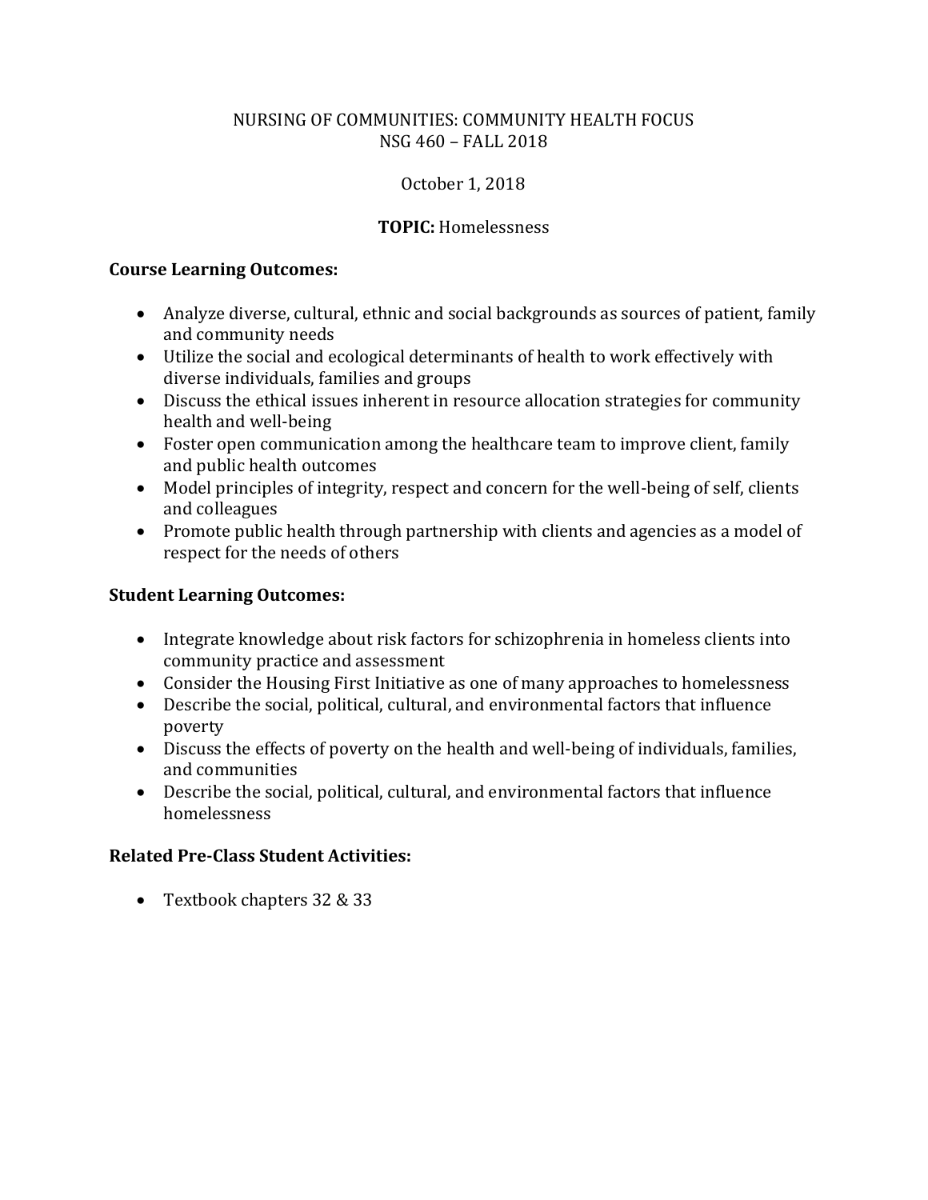NURSING OF COMMUNITIES: COMMUNITY HEALTH FOCUS
NSG 460 – FALL 2018

October 1, 2018

**TOPIC:** Homelessness

**Course Learning Outcomes:**

- Analyze diverse, cultural, ethnic and social backgrounds as sources of patient, family and community needs
- Utilize the social and ecological determinants of health to work effectively with diverse individuals, families and groups
- Discuss the ethical issues inherent in resource allocation strategies for community health and well-being
- Foster open communication among the healthcare team to improve client, family and public health outcomes
- Model principles of integrity, respect and concern for the well-being of self, clients and colleagues
- Promote public health through partnership with clients and agencies as a model of respect for the needs of others

**Student Learning Outcomes:**

- Integrate knowledge about risk factors for schizophrenia in homeless clients into community practice and assessment
- Consider the Housing First Initiative as one of many approaches to homelessness
- Describe the social, political, cultural, and environmental factors that influence poverty
- Discuss the effects of poverty on the health and well-being of individuals, families, and communities
- Describe the social, political, cultural, and environmental factors that influence homelessness

**Related Pre-Class Student Activities:**

- Textbook chapters 32 & 33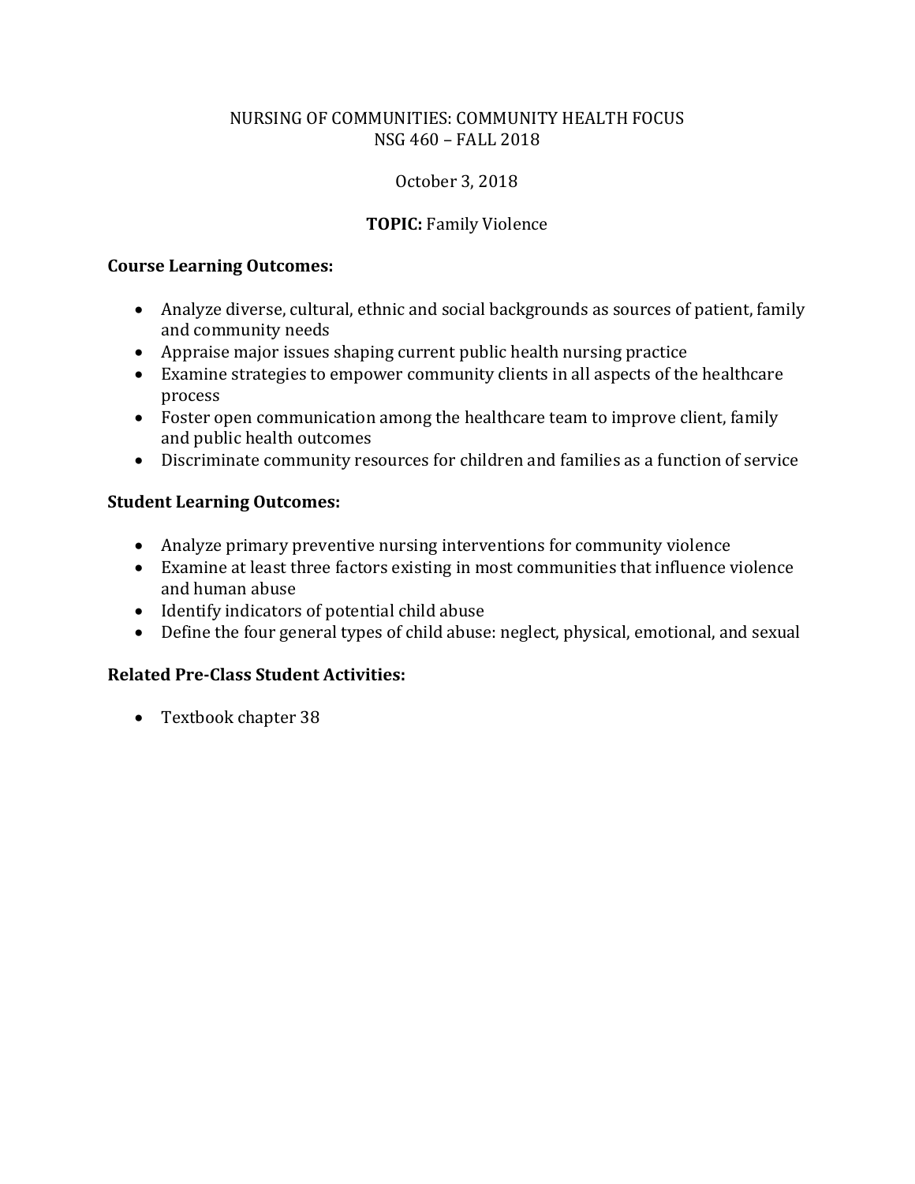NURSING OF COMMUNITIES: COMMUNITY HEALTH FOCUS
NSG 460 – FALL 2018

October 3, 2018

**TOPIC:** Family Violence

**Course Learning Outcomes:**

- Analyze diverse, cultural, ethnic and social backgrounds as sources of patient, family and community needs
- Appraise major issues shaping current public health nursing practice
- Examine strategies to empower community clients in all aspects of the healthcare process
- Foster open communication among the healthcare team to improve client, family and public health outcomes
- Discriminate community resources for children and families as a function of service

**Student Learning Outcomes:**

- Analyze primary preventive nursing interventions for community violence
- Examine at least three factors existing in most communities that influence violence and human abuse
- Identify indicators of potential child abuse
- Define the four general types of child abuse: neglect, physical, emotional, and sexual

**Related Pre-Class Student Activities:**

- Textbook chapter 38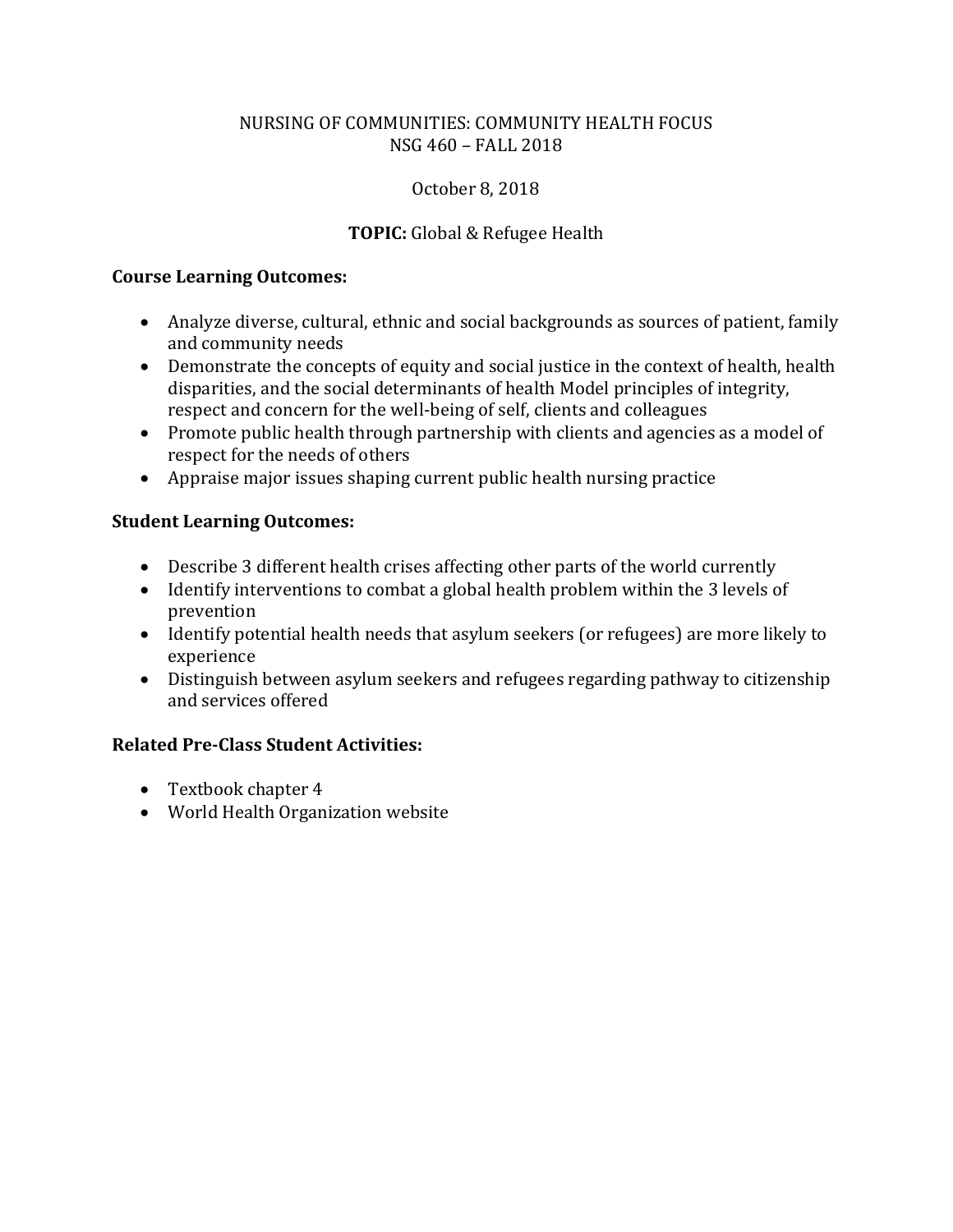NURSING OF COMMUNITIES: COMMUNITY HEALTH FOCUS
NSG 460 – FALL 2018

October 8, 2018

**TOPIC:** Global & Refugee Health

**Course Learning Outcomes:**

- Analyze diverse, cultural, ethnic and social backgrounds as sources of patient, family and community needs
- Demonstrate the concepts of equity and social justice in the context of health, health disparities, and the social determinants of health Model principles of integrity, respect and concern for the well-being of self, clients and colleagues
- Promote public health through partnership with clients and agencies as a model of respect for the needs of others
- Appraise major issues shaping current public health nursing practice

**Student Learning Outcomes:**

- Describe 3 different health crises affecting other parts of the world currently
- Identify interventions to combat a global health problem within the 3 levels of prevention
- Identify potential health needs that asylum seekers (or refugees) are more likely to experience
- Distinguish between asylum seekers and refugees regarding pathway to citizenship and services offered

**Related Pre-Class Student Activities:**

- Textbook chapter 4
- World Health Organization website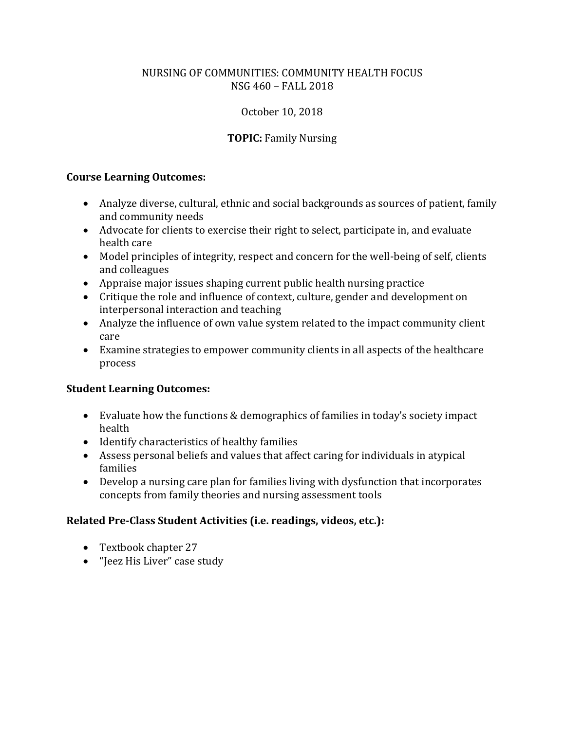NURSING OF COMMUNITIES: COMMUNITY HEALTH FOCUS
NSG 460 – FALL 2018

October 10, 2018

**TOPIC:** Family Nursing

**Course Learning Outcomes:**

- Analyze diverse, cultural, ethnic and social backgrounds as sources of patient, family and community needs
- Advocate for clients to exercise their right to select, participate in, and evaluate health care
- Model principles of integrity, respect and concern for the well-being of self, clients and colleagues
- Appraise major issues shaping current public health nursing practice
- Critique the role and influence of context, culture, gender and development on interpersonal interaction and teaching
- Analyze the influence of own value system related to the impact community client care
- Examine strategies to empower community clients in all aspects of the healthcare process

**Student Learning Outcomes:**

- Evaluate how the functions & demographics of families in today's society impact health
- Identify characteristics of healthy families
- Assess personal beliefs and values that affect caring for individuals in atypical families
- Develop a nursing care plan for families living with dysfunction that incorporates concepts from family theories and nursing assessment tools

**Related Pre-Class Student Activities (i.e. readings, videos, etc.):**

- Textbook chapter 27
- "Jeez His Liver" case study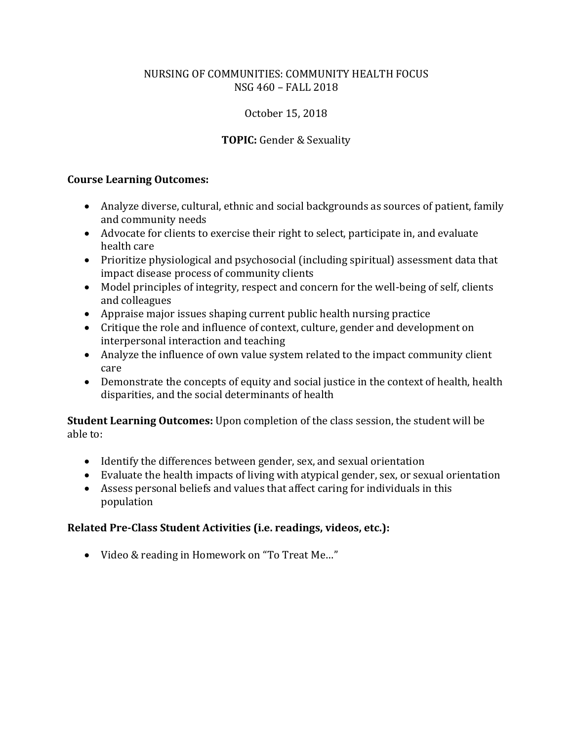NURSING OF COMMUNITIES: COMMUNITY HEALTH FOCUS
NSG 460 – FALL 2018

October 15, 2018

**TOPIC:** Gender & Sexuality

**Course Learning Outcomes:**

- Analyze diverse, cultural, ethnic and social backgrounds as sources of patient, family and community needs
- Advocate for clients to exercise their right to select, participate in, and evaluate health care
- Prioritize physiological and psychosocial (including spiritual) assessment data that impact disease process of community clients
- Model principles of integrity, respect and concern for the well-being of self, clients and colleagues
- Appraise major issues shaping current public health nursing practice
- Critique the role and influence of context, culture, gender and development on interpersonal interaction and teaching
- Analyze the influence of own value system related to the impact community client care
- Demonstrate the concepts of equity and social justice in the context of health, health disparities, and the social determinants of health

**Student Learning Outcomes:** Upon completion of the class session, the student will be able to:

- Identify the differences between gender, sex, and sexual orientation
- Evaluate the health impacts of living with atypical gender, sex, or sexual orientation
- Assess personal beliefs and values that affect caring for individuals in this population

**Related Pre-Class Student Activities (i.e. readings, videos, etc.):**

- Video & reading in Homework on "To Treat Me…"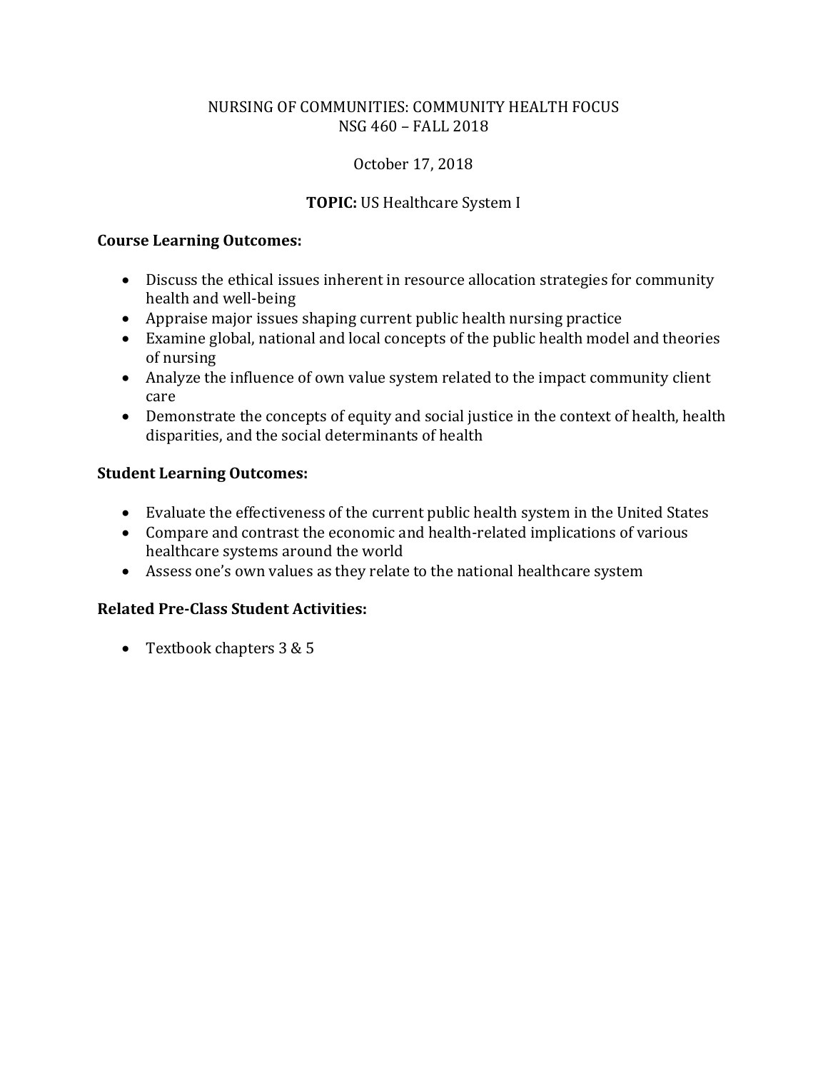# NURSING OF COMMUNITIES: COMMUNITY HEALTH FOCUS
# NSG 460 – FALL 2018

October 17, 2018

**TOPIC:** US Healthcare System I

## Course Learning Outcomes:

- Discuss the ethical issues inherent in resource allocation strategies for community health and well-being
- Appraise major issues shaping current public health nursing practice
- Examine global, national and local concepts of the public health model and theories of nursing
- Analyze the influence of own value system related to the impact community client care
- Demonstrate the concepts of equity and social justice in the context of health, health disparities, and the social determinants of health

## Student Learning Outcomes:

- Evaluate the effectiveness of the current public health system in the United States
- Compare and contrast the economic and health-related implications of various healthcare systems around the world
- Assess one's own values as they relate to the national healthcare system

## Related Pre-Class Student Activities:

- Textbook chapters 3 & 5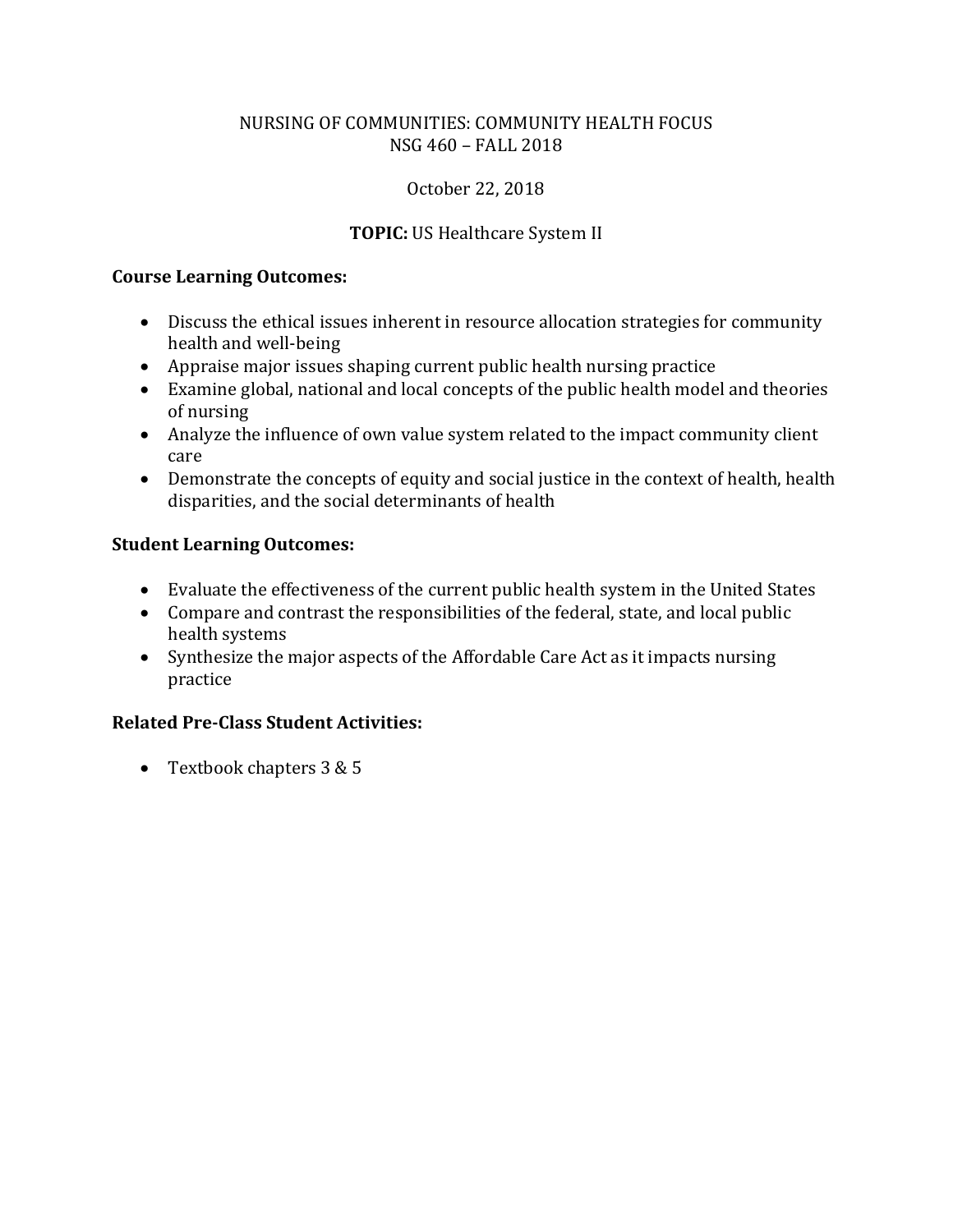NURSING OF COMMUNITIES: COMMUNITY HEALTH FOCUS
NSG 460 – FALL 2018

October 22, 2018

**TOPIC:** US Healthcare System II

**Course Learning Outcomes:**

- Discuss the ethical issues inherent in resource allocation strategies for community health and well-being
- Appraise major issues shaping current public health nursing practice
- Examine global, national and local concepts of the public health model and theories of nursing
- Analyze the influence of own value system related to the impact community client care
- Demonstrate the concepts of equity and social justice in the context of health, health disparities, and the social determinants of health

**Student Learning Outcomes:**

- Evaluate the effectiveness of the current public health system in the United States
- Compare and contrast the responsibilities of the federal, state, and local public health systems
- Synthesize the major aspects of the Affordable Care Act as it impacts nursing practice

**Related Pre-Class Student Activities:**

- Textbook chapters 3 & 5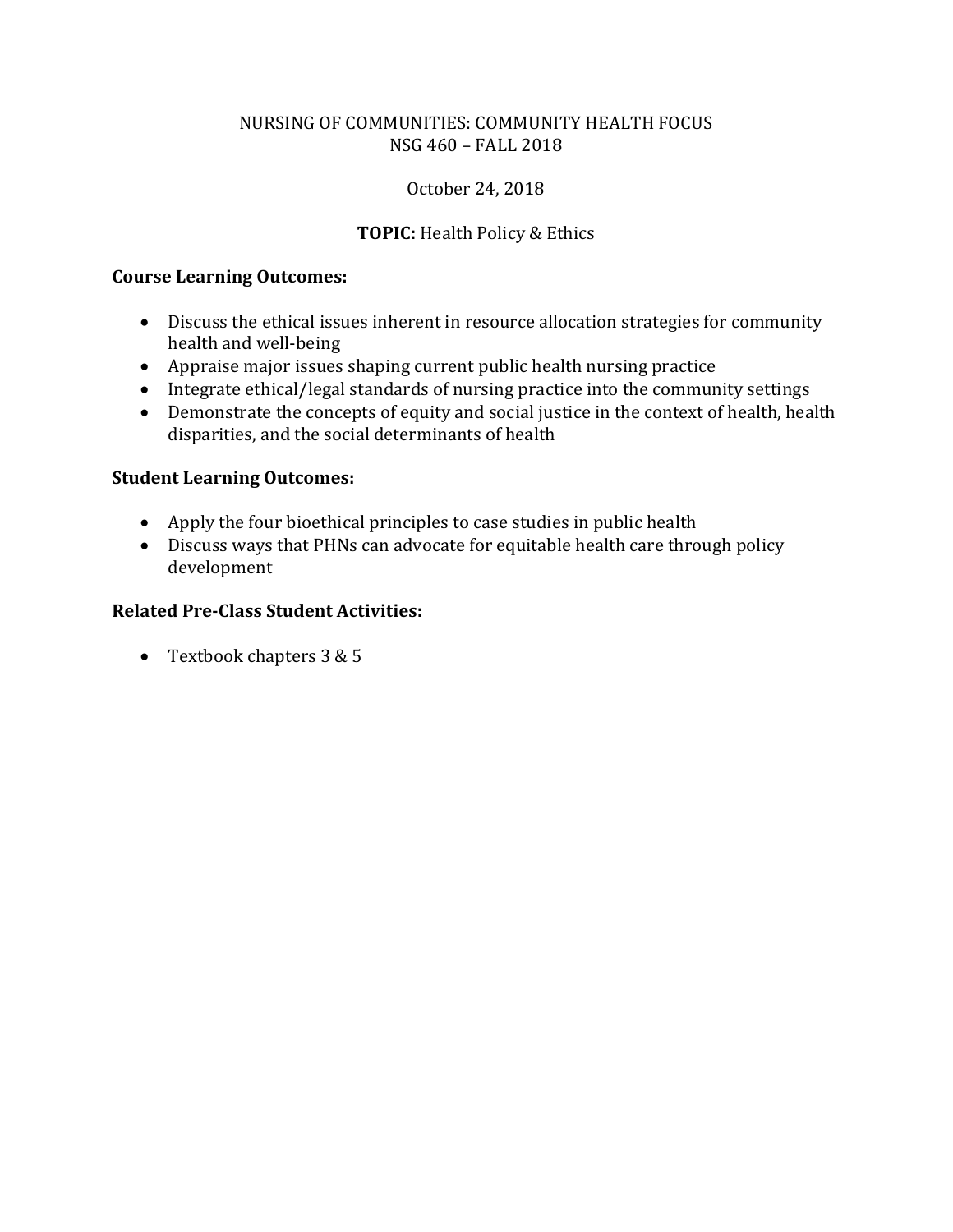NURSING OF COMMUNITIES: COMMUNITY HEALTH FOCUS
NSG 460 – FALL 2018

October 24, 2018

**TOPIC:** Health Policy & Ethics

**Course Learning Outcomes:**

- Discuss the ethical issues inherent in resource allocation strategies for community health and well-being
- Appraise major issues shaping current public health nursing practice
- Integrate ethical/legal standards of nursing practice into the community settings
- Demonstrate the concepts of equity and social justice in the context of health, health disparities, and the social determinants of health

**Student Learning Outcomes:**

- Apply the four bioethical principles to case studies in public health
- Discuss ways that PHNs can advocate for equitable health care through policy development

**Related Pre-Class Student Activities:**

- Textbook chapters 3 & 5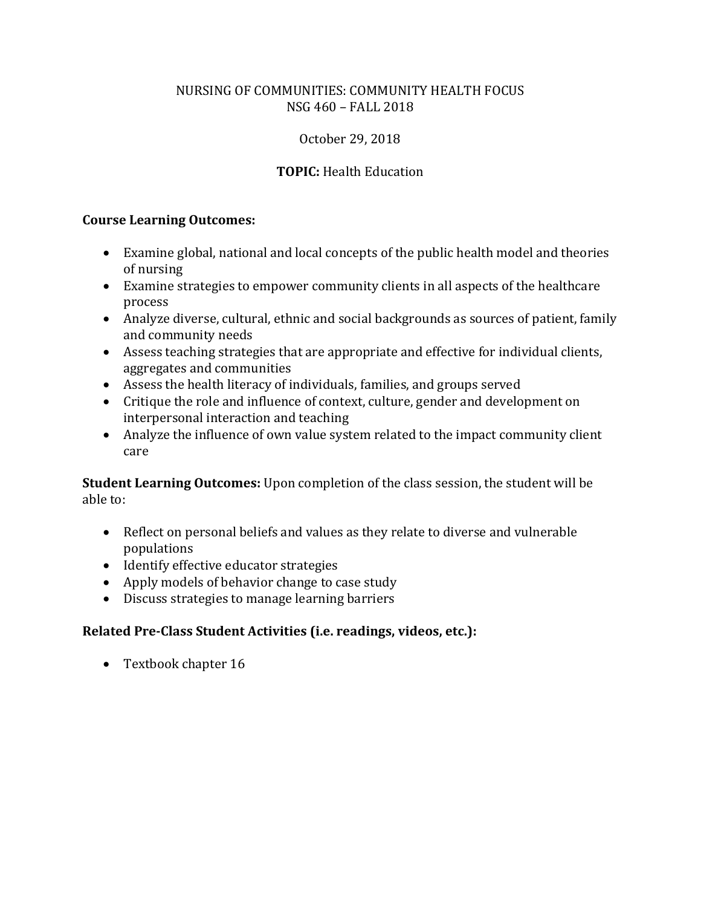NURSING OF COMMUNITIES: COMMUNITY HEALTH FOCUS
NSG 460 – FALL 2018

October 29, 2018

**TOPIC:** Health Education

**Course Learning Outcomes:**

- Examine global, national and local concepts of the public health model and theories of nursing
- Examine strategies to empower community clients in all aspects of the healthcare process
- Analyze diverse, cultural, ethnic and social backgrounds as sources of patient, family and community needs
- Assess teaching strategies that are appropriate and effective for individual clients, aggregates and communities
- Assess the health literacy of individuals, families, and groups served
- Critique the role and influence of context, culture, gender and development on interpersonal interaction and teaching
- Analyze the influence of own value system related to the impact community client care

**Student Learning Outcomes:** Upon completion of the class session, the student will be able to:

- Reflect on personal beliefs and values as they relate to diverse and vulnerable populations
- Identify effective educator strategies
- Apply models of behavior change to case study
- Discuss strategies to manage learning barriers

**Related Pre-Class Student Activities (i.e. readings, videos, etc.):**

- Textbook chapter 16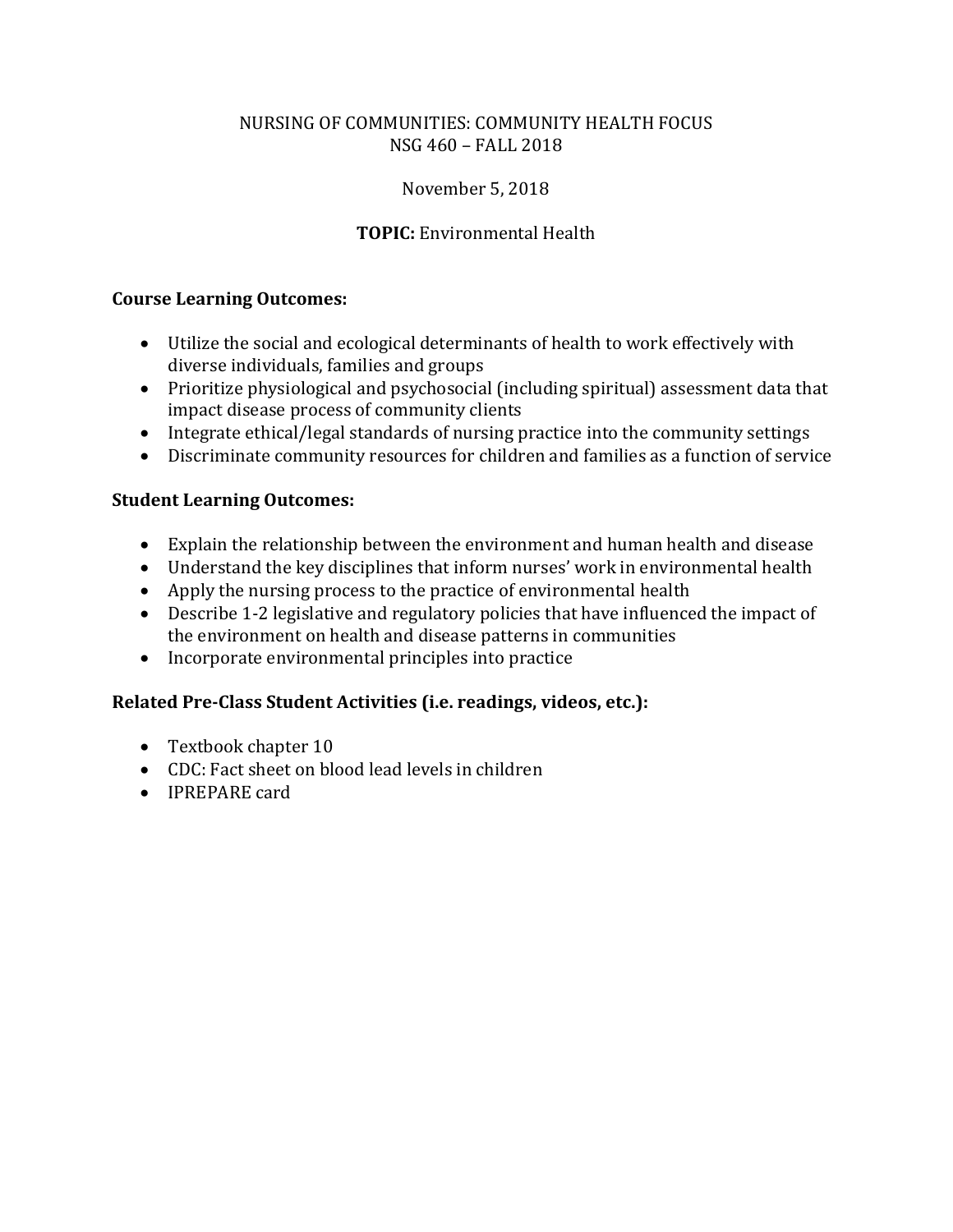NURSING OF COMMUNITIES: COMMUNITY HEALTH FOCUS
NSG 460 – FALL 2018

November 5, 2018

**TOPIC:** Environmental Health

**Course Learning Outcomes:**

- Utilize the social and ecological determinants of health to work effectively with diverse individuals, families and groups
- Prioritize physiological and psychosocial (including spiritual) assessment data that impact disease process of community clients
- Integrate ethical/legal standards of nursing practice into the community settings
- Discriminate community resources for children and families as a function of service

**Student Learning Outcomes:**

- Explain the relationship between the environment and human health and disease
- Understand the key disciplines that inform nurses' work in environmental health
- Apply the nursing process to the practice of environmental health
- Describe 1-2 legislative and regulatory policies that have influenced the impact of the environment on health and disease patterns in communities
- Incorporate environmental principles into practice

**Related Pre-Class Student Activities (i.e. readings, videos, etc.):**

- Textbook chapter 10
- CDC: Fact sheet on blood lead levels in children
- IPREPARE card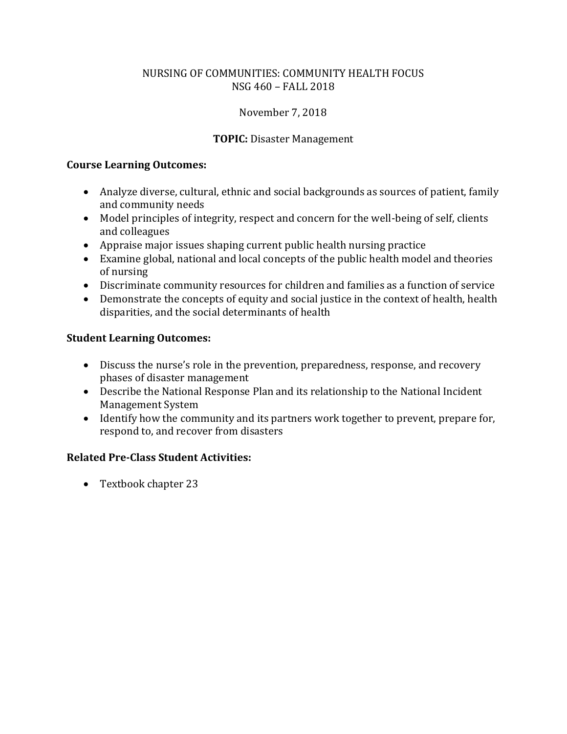NURSING OF COMMUNITIES: COMMUNITY HEALTH FOCUS
NSG 460 – FALL 2018

November 7, 2018

**TOPIC:** Disaster Management

**Course Learning Outcomes:**

- Analyze diverse, cultural, ethnic and social backgrounds as sources of patient, family and community needs
- Model principles of integrity, respect and concern for the well-being of self, clients and colleagues
- Appraise major issues shaping current public health nursing practice
- Examine global, national and local concepts of the public health model and theories of nursing
- Discriminate community resources for children and families as a function of service
- Demonstrate the concepts of equity and social justice in the context of health, health disparities, and the social determinants of health

**Student Learning Outcomes:**

- Discuss the nurse's role in the prevention, preparedness, response, and recovery phases of disaster management
- Describe the National Response Plan and its relationship to the National Incident Management System
- Identify how the community and its partners work together to prevent, prepare for, respond to, and recover from disasters

**Related Pre-Class Student Activities:**

- Textbook chapter 23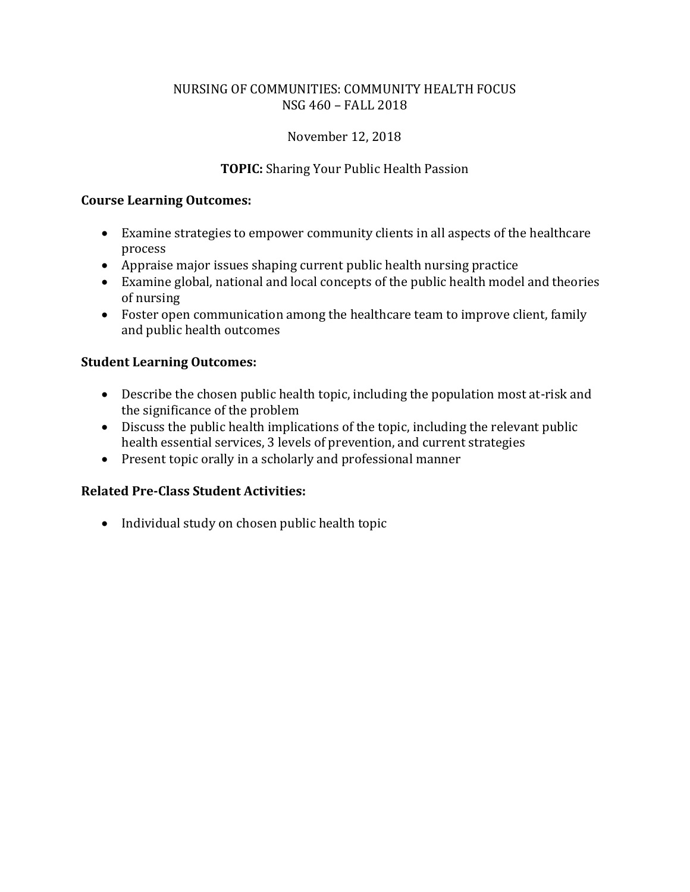NURSING OF COMMUNITIES: COMMUNITY HEALTH FOCUS
NSG 460 – FALL 2018

November 12, 2018

**TOPIC:** Sharing Your Public Health Passion

**Course Learning Outcomes:**

- Examine strategies to empower community clients in all aspects of the healthcare process
- Appraise major issues shaping current public health nursing practice
- Examine global, national and local concepts of the public health model and theories of nursing
- Foster open communication among the healthcare team to improve client, family and public health outcomes

**Student Learning Outcomes:**

- Describe the chosen public health topic, including the population most at-risk and the significance of the problem
- Discuss the public health implications of the topic, including the relevant public health essential services, 3 levels of prevention, and current strategies
- Present topic orally in a scholarly and professional manner

**Related Pre-Class Student Activities:**

- Individual study on chosen public health topic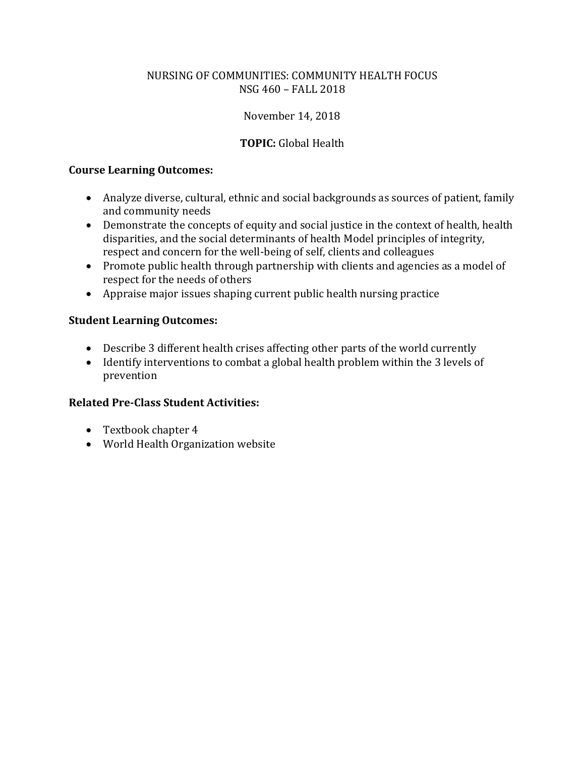NURSING OF COMMUNITIES: COMMUNITY HEALTH FOCUS
NSG 460 – FALL 2018

November 14, 2018

**TOPIC:** Global Health

**Course Learning Outcomes:**

- Analyze diverse, cultural, ethnic and social backgrounds as sources of patient, family and community needs
- Demonstrate the concepts of equity and social justice in the context of health, health disparities, and the social determinants of health Model principles of integrity, respect and concern for the well-being of self, clients and colleagues
- Promote public health through partnership with clients and agencies as a model of respect for the needs of others
- Appraise major issues shaping current public health nursing practice

**Student Learning Outcomes:**

- Describe 3 different health crises affecting other parts of the world currently
- Identify interventions to combat a global health problem within the 3 levels of prevention

**Related Pre-Class Student Activities:**

- Textbook chapter 4
- World Health Organization website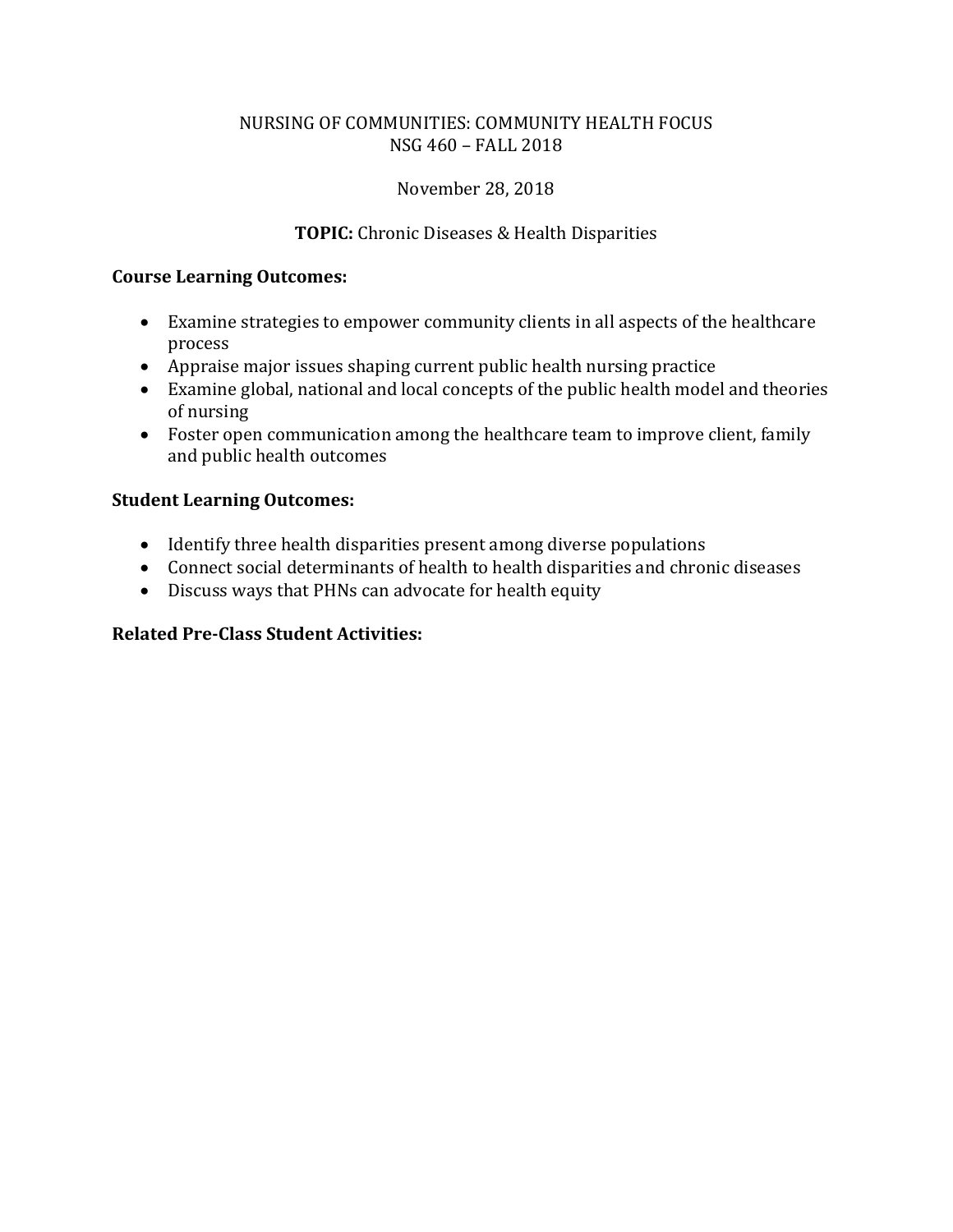NURSING OF COMMUNITIES: COMMUNITY HEALTH FOCUS
NSG 460 – FALL 2018

November 28, 2018

**TOPIC:** Chronic Diseases & Health Disparities

**Course Learning Outcomes:**

- Examine strategies to empower community clients in all aspects of the healthcare process
- Appraise major issues shaping current public health nursing practice
- Examine global, national and local concepts of the public health model and theories of nursing
- Foster open communication among the healthcare team to improve client, family and public health outcomes

**Student Learning Outcomes:**

- Identify three health disparities present among diverse populations
- Connect social determinants of health to health disparities and chronic diseases
- Discuss ways that PHNs can advocate for health equity

**Related Pre-Class Student Activities:**